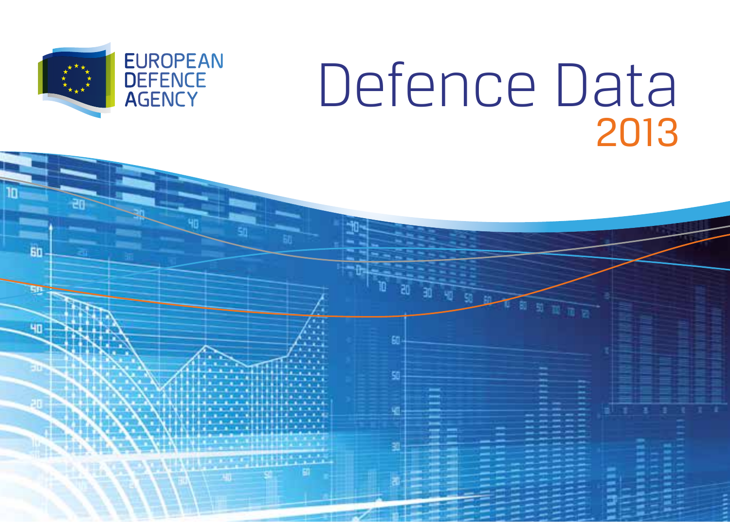EUROPEAN
DEFENCE
AGENCY

# Defence Data

## 2013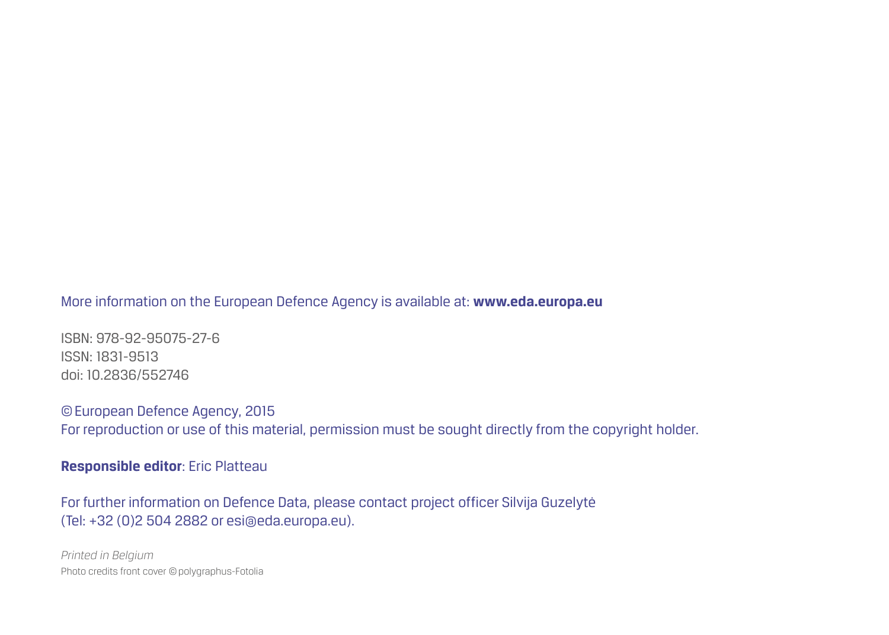More information on the European Defence Agency is available at: **www.eda.europa.eu**

ISBN: 978-92-95075-27-6
ISSN: 1831-9513
doi: 10.2836/552746

© European Defence Agency, 2015
For reproduction or use of this material, permission must be sought directly from the copyright holder.

**Responsible editor**: Eric Platteau

For further information on Defence Data, please contact project officer Silvija Guzelytė
(Tel: +32 (0)2 504 2882 or esi@eda.europa.eu).

*Printed in Belgium*
Photo credits front cover © polygraphus-Fotolia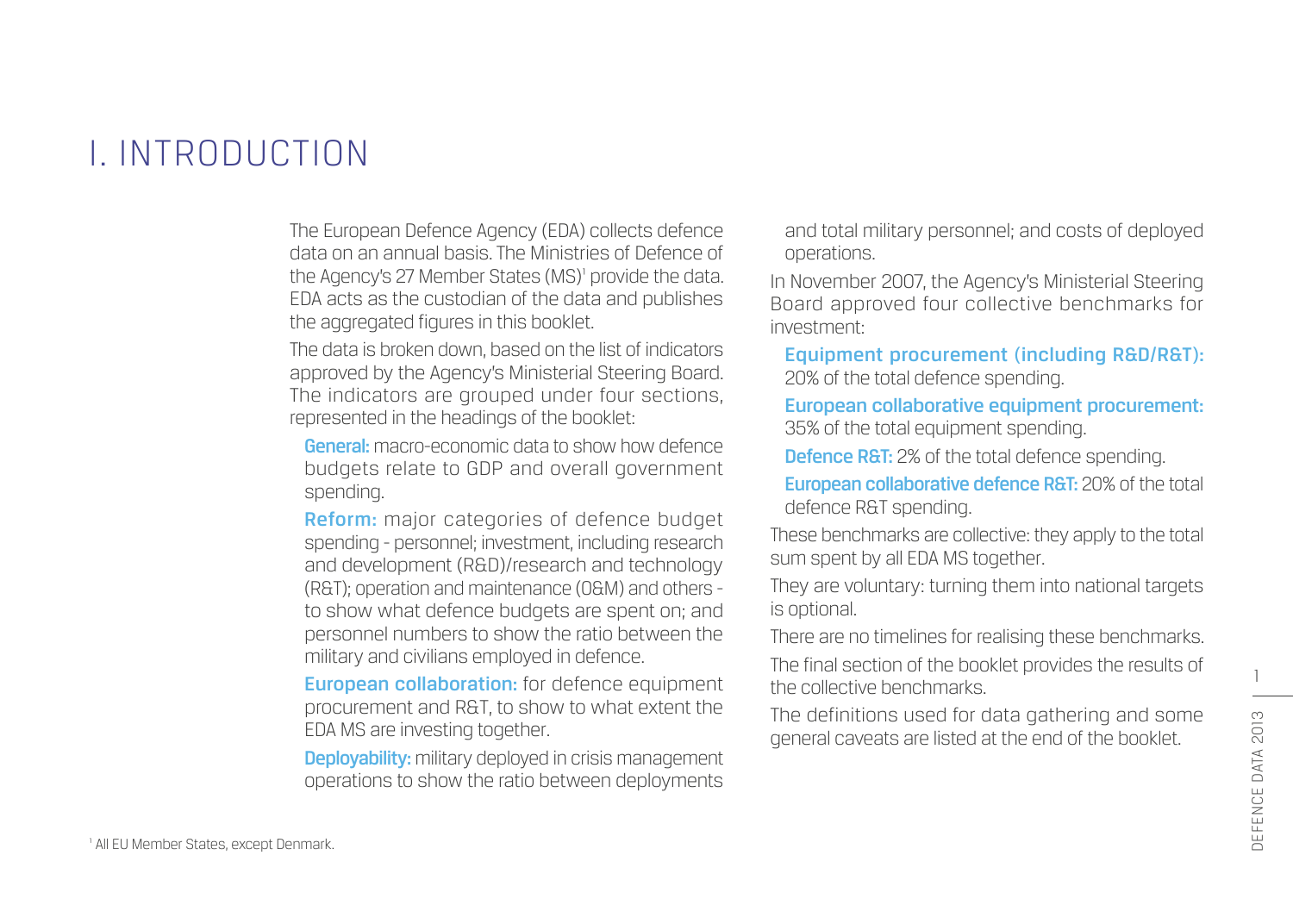# I. INTRODUCTION

The European Defence Agency (EDA) collects defence data on an annual basis. The Ministries of Defence of the Agency's 27 Member States (MS)[1] provide the data. EDA acts as the custodian of the data and publishes the aggregated figures in this booklet.

The data is broken down, based on the list of indicators approved by the Agency's Ministerial Steering Board. The indicators are grouped under four sections, represented in the headings of the booklet:

**General:** macro-economic data to show how defence budgets relate to GDP and overall government spending.

**Reform:** major categories of defence budget spending - personnel; investment, including research and development (R&D)/research and technology (R&T); operation and maintenance (O&M) and others - to show what defence budgets are spent on; and personnel numbers to show the ratio between the military and civilians employed in defence.

**European collaboration:** for defence equipment procurement and R&T, to show to what extent the EDA MS are investing together.

**Deployability:** military deployed in crisis management operations to show the ratio between deployments and total military personnel; and costs of deployed operations.

In November 2007, the Agency's Ministerial Steering Board approved four collective benchmarks for investment:

**Equipment procurement (including R&D/R&T):** 20% of the total defence spending.

**European collaborative equipment procurement:** 35% of the total equipment spending.

**Defence R&T:** 2% of the total defence spending.

**European collaborative defence R&T:** 20% of the total defence R&T spending.

These benchmarks are collective: they apply to the total sum spent by all EDA MS together.

They are voluntary: turning them into national targets is optional.

There are no timelines for realising these benchmarks.

The final section of the booklet provides the results of the collective benchmarks.

The definitions used for data gathering and some general caveats are listed at the end of the booklet.

[1] All EU Member States, except Denmark.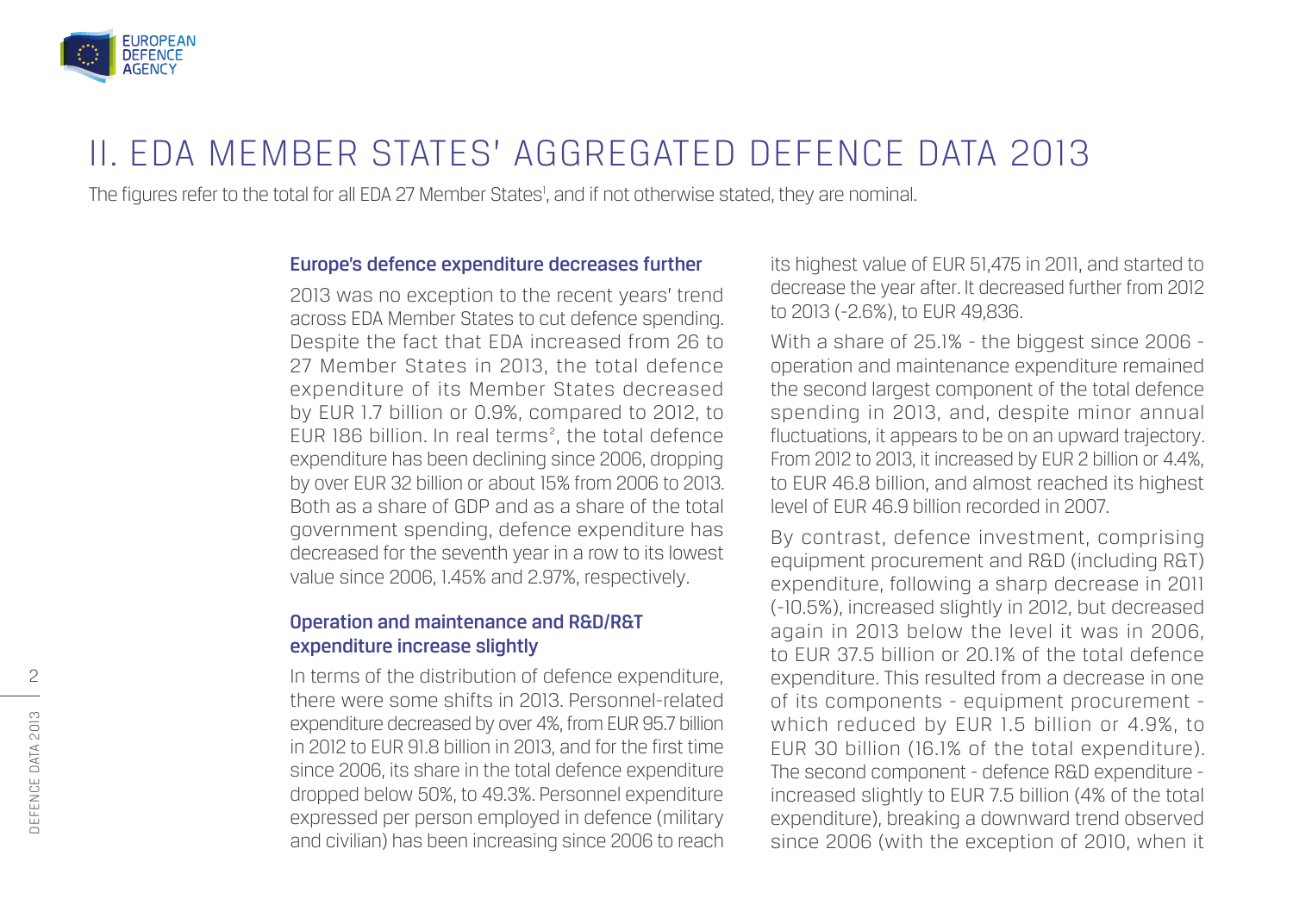# II. EDA MEMBER STATES' AGGREGATED DEFENCE DATA 2013

The figures refer to the total for all EDA 27 Member States[1], and if not otherwise stated, they are nominal.

### Europe's defence expenditure decreases further

2013 was no exception to the recent years' trend across EDA Member States to cut defence spending. Despite the fact that EDA increased from 26 to 27 Member States in 2013, the total defence expenditure of its Member States decreased by EUR 1.7 billion or 0.9%, compared to 2012, to EUR 186 billion. In real terms[2], the total defence expenditure has been declining since 2006, dropping by over EUR 32 billion or about 15% from 2006 to 2013. Both as a share of GDP and as a share of the total government spending, defence expenditure has decreased for the seventh year in a row to its lowest value since 2006, 1.45% and 2.97%, respectively.

### Operation and maintenance and R&D/R&T expenditure increase slightly

In terms of the distribution of defence expenditure, there were some shifts in 2013. Personnel-related expenditure decreased by over 4%, from EUR 95.7 billion in 2012 to EUR 91.8 billion in 2013, and for the first time since 2006, its share in the total defence expenditure dropped below 50%, to 49.3%. Personnel expenditure expressed per person employed in defence (military and civilian) has been increasing since 2006 to reach its highest value of EUR 51,475 in 2011, and started to decrease the year after. It decreased further from 2012 to 2013 (-2.6%), to EUR 49,836.

With a share of 25.1% - the biggest since 2006 - operation and maintenance expenditure remained the second largest component of the total defence spending in 2013, and, despite minor annual fluctuations, it appears to be on an upward trajectory. From 2012 to 2013, it increased by EUR 2 billion or 4.4%, to EUR 46.8 billion, and almost reached its highest level of EUR 46.9 billion recorded in 2007.

By contrast, defence investment, comprising equipment procurement and R&D (including R&T) expenditure, following a sharp decrease in 2011 (-10.5%), increased slightly in 2012, but decreased again in 2013 below the level it was in 2006, to EUR 37.5 billion or 20.1% of the total defence expenditure. This resulted from a decrease in one of its components - equipment procurement - which reduced by EUR 1.5 billion or 4.9%, to EUR 30 billion (16.1% of the total expenditure). The second component - defence R&D expenditure - increased slightly to EUR 7.5 billion (4% of the total expenditure), breaking a downward trend observed since 2006 (with the exception of 2010, when it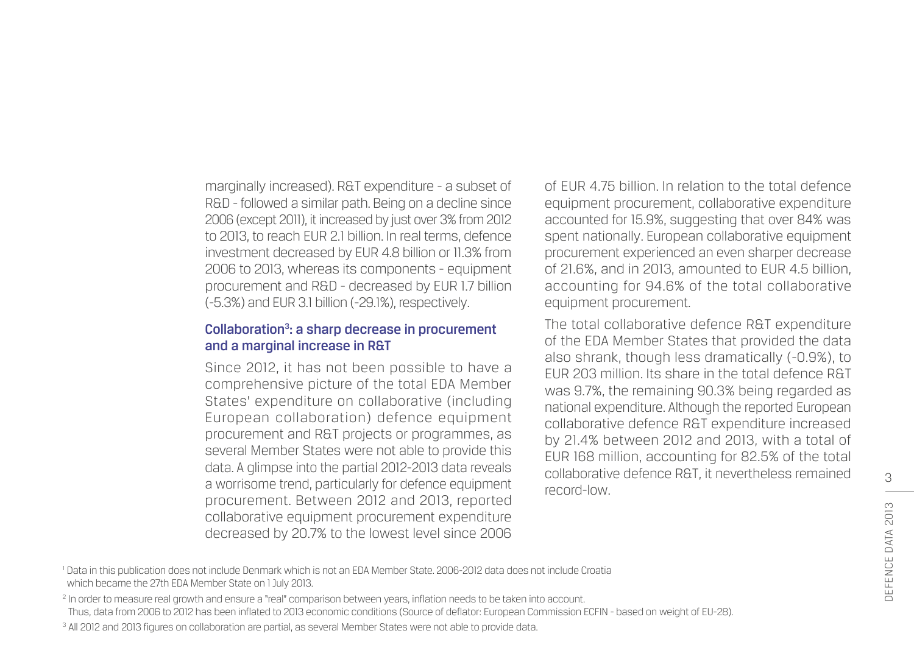marginally increased). R&T expenditure - a subset of R&D - followed a similar path. Being on a decline since 2006 (except 2011), it increased by just over 3% from 2012 to 2013, to reach EUR 2.1 billion. In real terms, defence investment decreased by EUR 4.8 billion or 11.3% from 2006 to 2013, whereas its components - equipment procurement and R&D - decreased by EUR 1.7 billion (-5.3%) and EUR 3.1 billion (-29.1%), respectively.

### Collaboration[3]: a sharp decrease in procurement and a marginal increase in R&T

Since 2012, it has not been possible to have a comprehensive picture of the total EDA Member States' expenditure on collaborative (including European collaboration) defence equipment procurement and R&T projects or programmes, as several Member States were not able to provide this data. A glimpse into the partial 2012-2013 data reveals a worrisome trend, particularly for defence equipment procurement. Between 2012 and 2013, reported collaborative equipment procurement expenditure decreased by 20.7% to the lowest level since 2006 of EUR 4.75 billion. In relation to the total defence equipment procurement, collaborative expenditure accounted for 15.9%, suggesting that over 84% was spent nationally. European collaborative equipment procurement experienced an even sharper decrease of 21.6%, and in 2013, amounted to EUR 4.5 billion, accounting for 94.6% of the total collaborative equipment procurement.

The total collaborative defence R&T expenditure of the EDA Member States that provided the data also shrank, though less dramatically (-0.9%), to EUR 203 million. Its share in the total defence R&T was 9.7%, the remaining 90.3% being regarded as national expenditure. Although the reported European collaborative defence R&T expenditure increased by 21.4% between 2012 and 2013, with a total of EUR 168 million, accounting for 82.5% of the total collaborative defence R&T, it nevertheless remained record-low.

[1] Data in this publication does not include Denmark which is not an EDA Member State. 2006-2012 data does not include Croatia which became the 27th EDA Member State on 1 July 2013.

[2] In order to measure real growth and ensure a "real" comparison between years, inflation needs to be taken into account. Thus, data from 2006 to 2012 has been inflated to 2013 economic conditions (Source of deflator: European Commission ECFIN - based on weight of EU-28).

[3] All 2012 and 2013 figures on collaboration are partial, as several Member States were not able to provide data.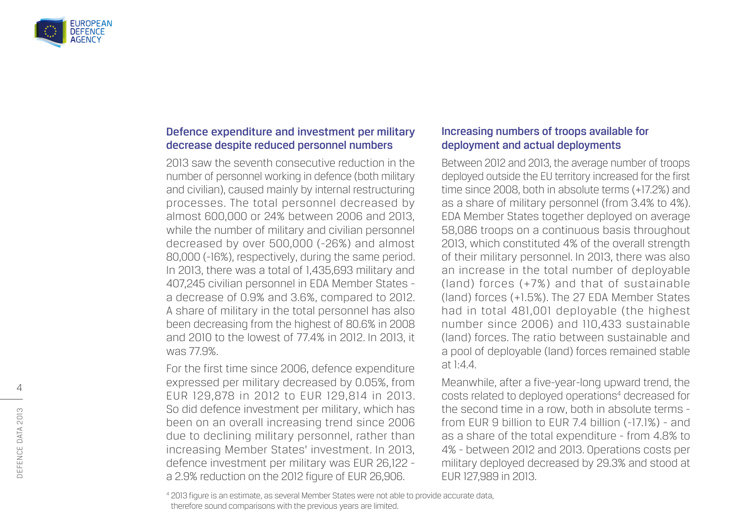### Defence expenditure and investment per military decrease despite reduced personnel numbers

2013 saw the seventh consecutive reduction in the number of personnel working in defence (both military and civilian), caused mainly by internal restructuring processes. The total personnel decreased by almost 600,000 or 24% between 2006 and 2013, while the number of military and civilian personnel decreased by over 500,000 (-26%) and almost 80,000 (-16%), respectively, during the same period. In 2013, there was a total of 1,435,693 military and 407,245 civilian personnel in EDA Member States - a decrease of 0.9% and 3.6%, compared to 2012. A share of military in the total personnel has also been decreasing from the highest of 80.6% in 2008 and 2010 to the lowest of 77.4% in 2012. In 2013, it was 77.9%.

For the first time since 2006, defence expenditure expressed per military decreased by 0.05%, from EUR 129,878 in 2012 to EUR 129,814 in 2013. So did defence investment per military, which has been on an overall increasing trend since 2006 due to declining military personnel, rather than increasing Member States' investment. In 2013, defence investment per military was EUR 26,122 - a 2.9% reduction on the 2012 figure of EUR 26,906.

### Increasing numbers of troops available for deployment and actual deployments

Between 2012 and 2013, the average number of troops deployed outside the EU territory increased for the first time since 2008, both in absolute terms (+17.2%) and as a share of military personnel (from 3.4% to 4%). EDA Member States together deployed on average 58,086 troops on a continuous basis throughout 2013, which constituted 4% of the overall strength of their military personnel. In 2013, there was also an increase in the total number of deployable (land) forces (+7%) and that of sustainable (land) forces (+1.5%). The 27 EDA Member States had in total 481,001 deployable (the highest number since 2006) and 110,433 sustainable (land) forces. The ratio between sustainable and a pool of deployable (land) forces remained stable at 1:4.4.

Meanwhile, after a five-year-long upward trend, the costs related to deployed operations[4] decreased for the second time in a row, both in absolute terms - from EUR 9 billion to EUR 7.4 billion (-17.1%) - and as a share of the total expenditure - from 4.8% to 4% - between 2012 and 2013. Operations costs per military deployed decreased by 29.3% and stood at EUR 127,989 in 2013.

[4] 2013 figure is an estimate, as several Member States were not able to provide accurate data, therefore sound comparisons with the previous years are limited.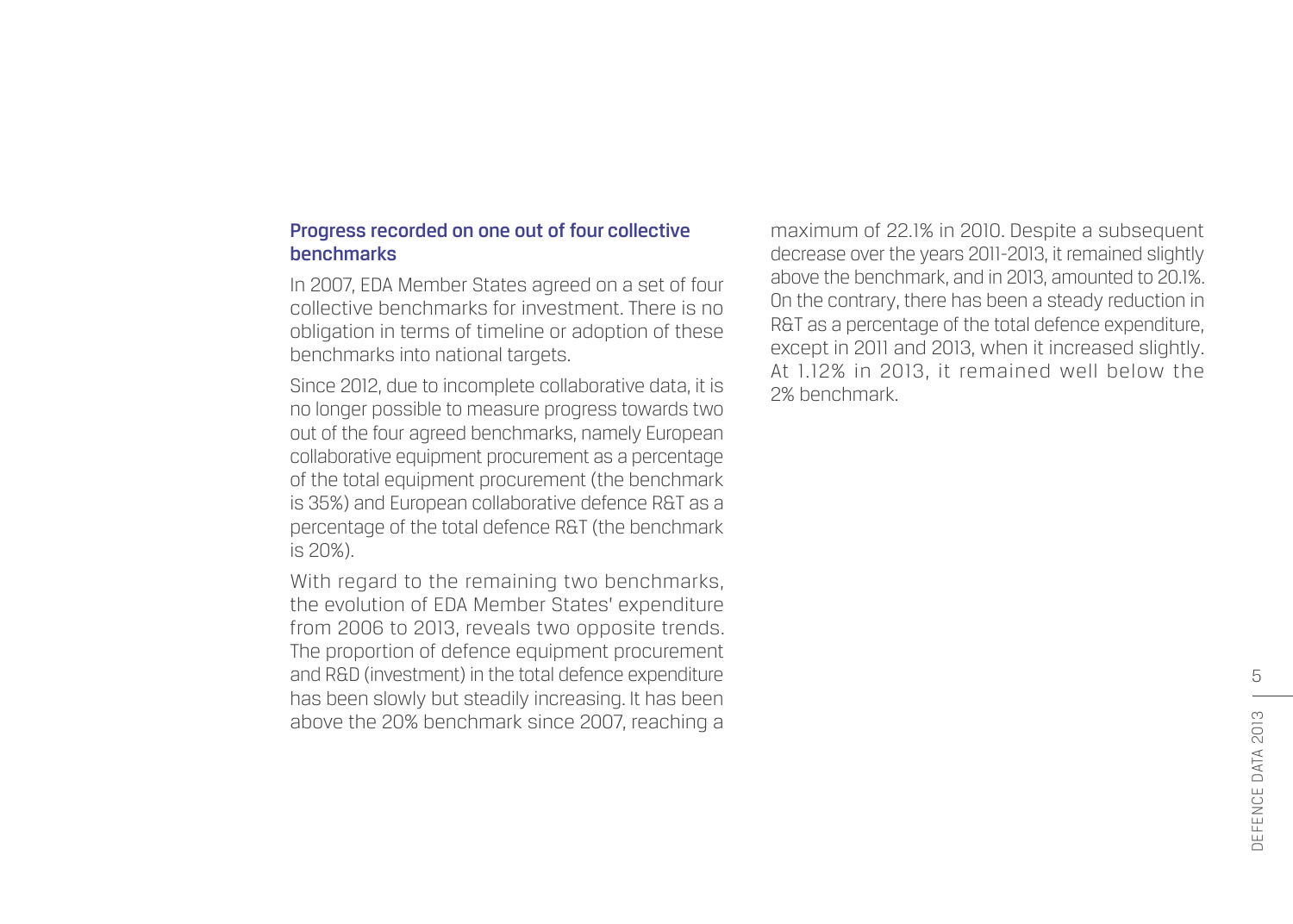### Progress recorded on one out of four collective benchmarks

In 2007, EDA Member States agreed on a set of four collective benchmarks for investment. There is no obligation in terms of timeline or adoption of these benchmarks into national targets.

Since 2012, due to incomplete collaborative data, it is no longer possible to measure progress towards two out of the four agreed benchmarks, namely European collaborative equipment procurement as a percentage of the total equipment procurement (the benchmark is 35%) and European collaborative defence R&T as a percentage of the total defence R&T (the benchmark is 20%).

With regard to the remaining two benchmarks, the evolution of EDA Member States' expenditure from 2006 to 2013, reveals two opposite trends. The proportion of defence equipment procurement and R&D (investment) in the total defence expenditure has been slowly but steadily increasing. It has been above the 20% benchmark since 2007, reaching a maximum of 22.1% in 2010. Despite a subsequent decrease over the years 2011-2013, it remained slightly above the benchmark, and in 2013, amounted to 20.1%. On the contrary, there has been a steady reduction in R&T as a percentage of the total defence expenditure, except in 2011 and 2013, when it increased slightly. At 1.12% in 2013, it remained well below the 2% benchmark.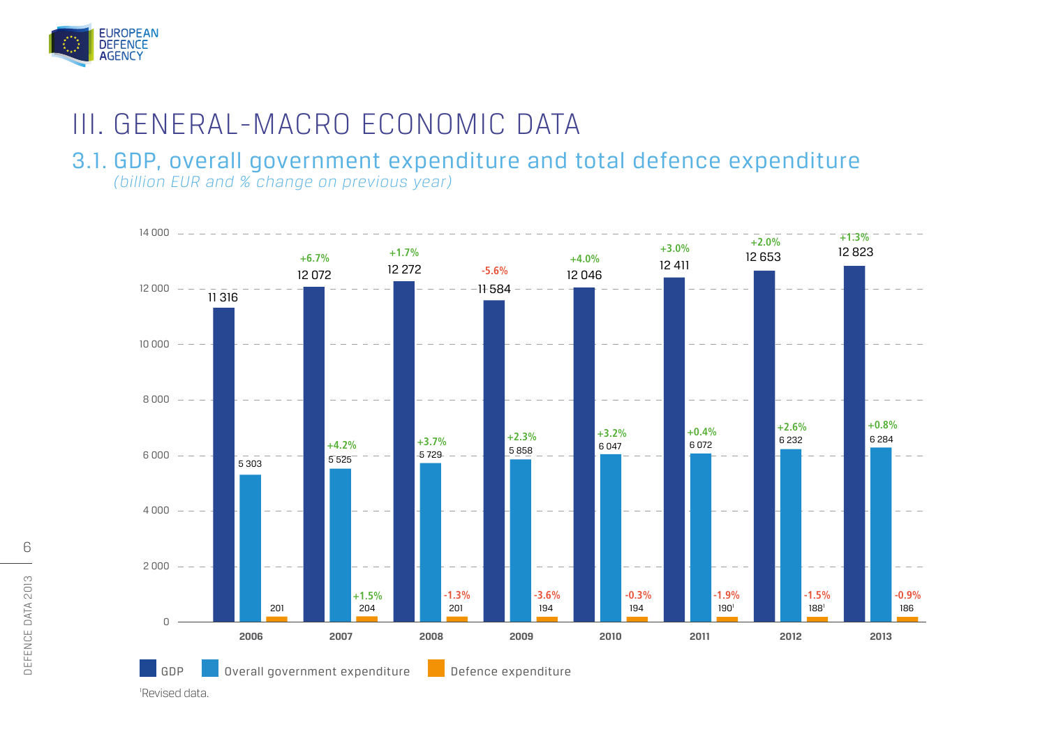# III. GENERAL-MACRO ECONOMIC DATA

## 3.1. GDP, overall government expenditure and total defence expenditure

*(billion EUR and % change on previous year)*

| Year | GDP | % change | Overall government expenditure | % change | Defence expenditure | % change |
|---|---|---|---|---|---|---|
| 2006 | 11 316 | | 5 303 | | 201 | |
| 2007 | 12 072 | +6.7% | 5 525 | +4.2% | 204 | +1.5% |
| 2008 | 12 272 | +1.7% | 5 729 | +3.7% | 201 | -1.3% |
| 2009 | 11 584 | -5.6% | 5 858 | +2.3% | 194 | -3.6% |
| 2010 | 12 046 | +4.0% | 6 047 | +3.2% | 194 | -0.3% |
| 2011 | 12 411 | +3.0% | 6 072 | +0.4% | 190[1] | -1.9% |
| 2012 | 12 653 | +2.0% | 6 232 | +2.6% | 188[1] | -1.5% |
| 2013 | 12 823 | +1.3% | 6 284 | +0.8% | 186 | -0.9% |

[1]Revised data.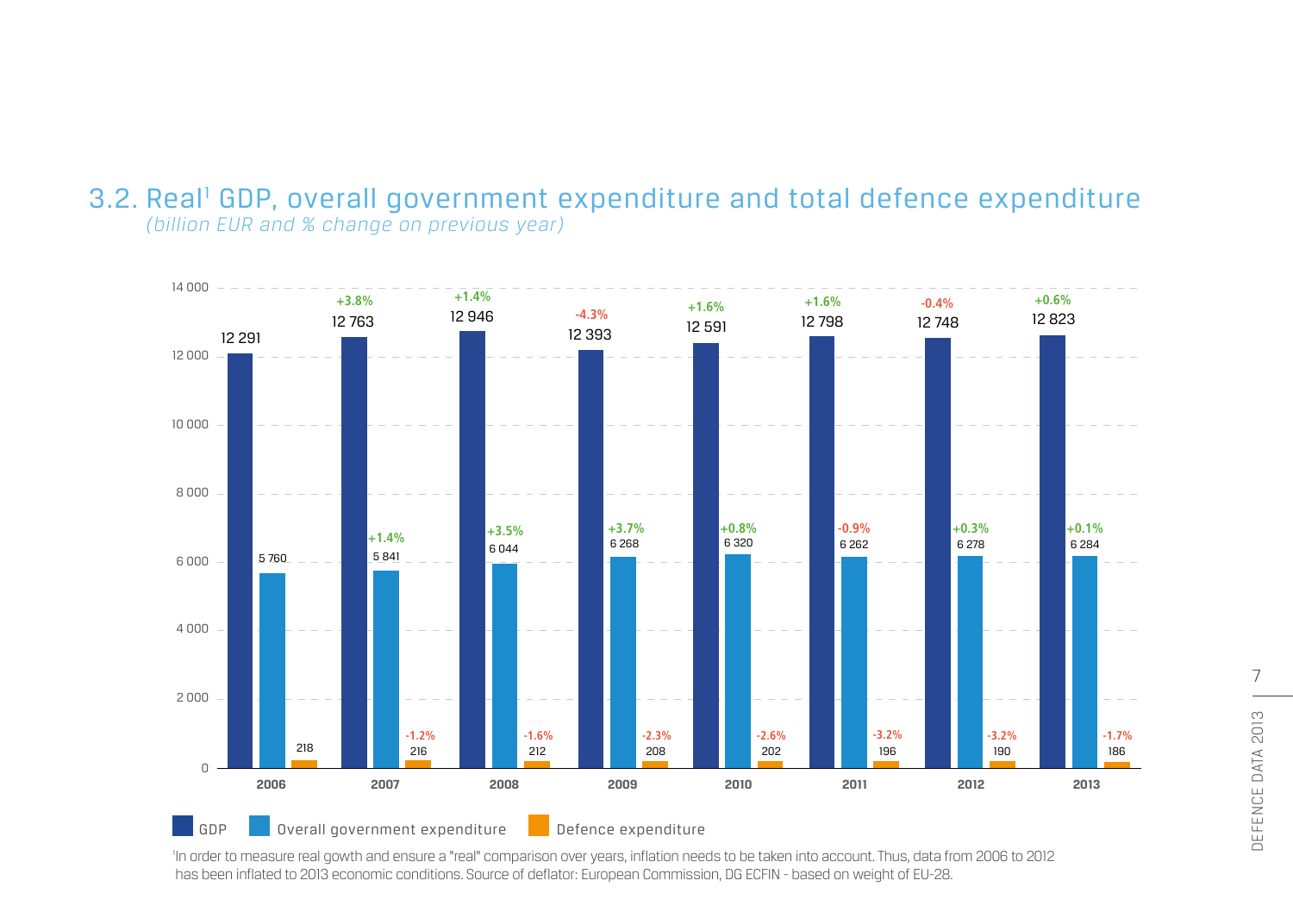## 3.2. Real[1] GDP, overall government expenditure and total defence expenditure

*(billion EUR and % change on previous year)*

| Year | GDP | GDP % change | Overall government expenditure | Overall government expenditure % change | Defence expenditure | Defence expenditure % change |
|---|---|---|---|---|---|---|
| 2006 | 12 291 | | 5 760 | | 218 | |
| 2007 | 12 763 | +3.8% | 5 841 | +1.4% | 216 | -1.2% |
| 2008 | 12 946 | +1.4% | 6 044 | +3.5% | 212 | -1.6% |
| 2009 | 12 393 | -4.3% | 6 268 | +3.7% | 208 | -2.3% |
| 2010 | 12 591 | +1.6% | 6 320 | +0.8% | 202 | -2.6% |
| 2011 | 12 798 | +1.6% | 6 262 | -0.9% | 196 | -3.2% |
| 2012 | 12 748 | -0.4% | 6 278 | +0.3% | 190 | -3.2% |
| 2013 | 12 823 | +0.6% | 6 284 | +0.1% | 186 | -1.7% |

[1] In order to measure real gowth and ensure a "real" comparison over years, inflation needs to be taken into account. Thus, data from 2006 to 2012 has been inflated to 2013 economic conditions. Source of deflator: European Commission, DG ECFIN - based on weight of EU-28.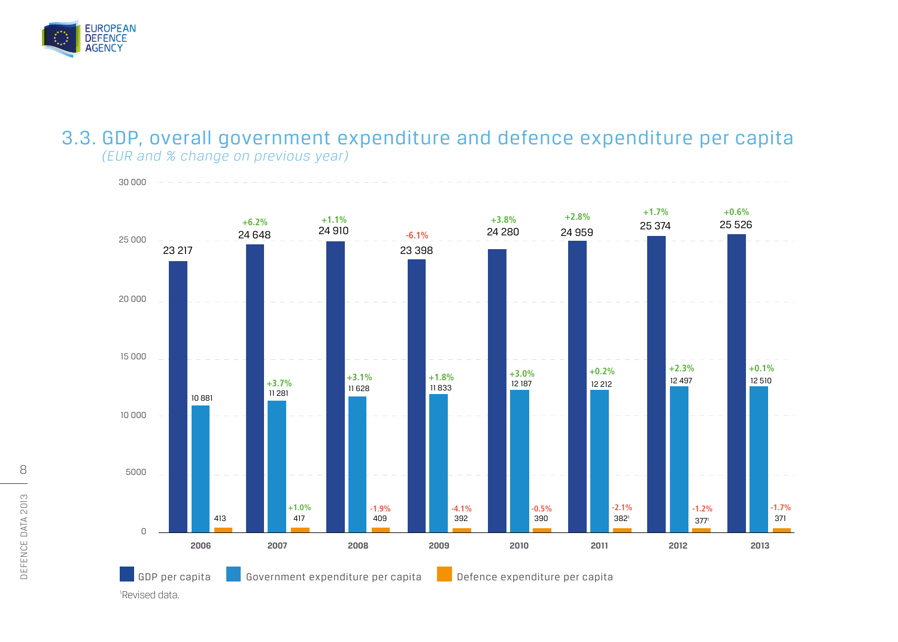## 3.3. GDP, overall government expenditure and defence expenditure per capita

*(EUR and % change on previous year)*

| Year | GDP per capita | % change | Government expenditure per capita | % change | Defence expenditure per capita | % change |
|---|---|---|---|---|---|---|
| 2006 | 23 217 | | 10 881 | | 413 | |
| 2007 | 24 648 | +6.2% | 11 281 | +3.7% | 417 | +1.0% |
| 2008 | 24 910 | +1.1% | 11 628 | +3.1% | 409 | -1.9% |
| 2009 | 23 398 | -6.1% | 11 833 | +1.8% | 392 | -4.1% |
| 2010 | 24 280 | +3.8% | 12 187 | +3.0% | 390 | -0.5% |
| 2011 | 24 959 | +2.8% | 12 212 | +0.2% | 382[1] | -2.1% |
| 2012 | 25 374 | +1.7% | 12 497 | +2.3% | 377[1] | -1.2% |
| 2013 | 25 526 | +0.6% | 12 510 | +0.1% | 371 | -1.7% |

[1] Revised data.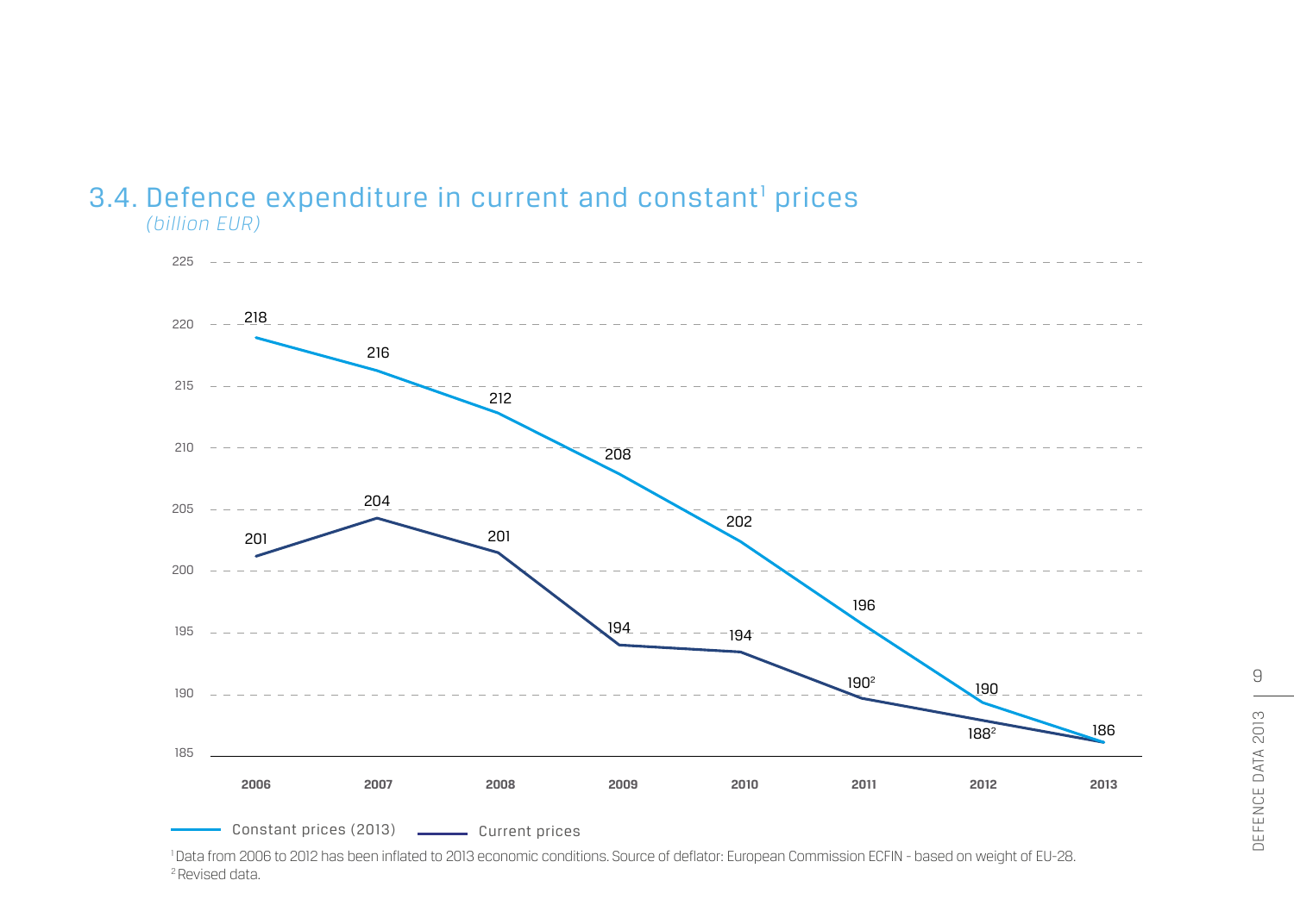## 3.4. Defence expenditure in current and constant[1] prices

*(billion EUR)*

| Year | Constant prices (2013) | Current prices |
|---|---|---|
| 2006 | 218 | 201 |
| 2007 | 216 | 204 |
| 2008 | 212 | 201 |
| 2009 | 208 | 194 |
| 2010 | 202 | 194 |
| 2011 | 196 | 190[2] |
| 2012 | 190 | 188[2] |
| 2013 | 186 | 186 |

[1] Data from 2006 to 2012 has been inflated to 2013 economic conditions. Source of deflator: European Commission ECFIN - based on weight of EU-28.

[2] Revised data.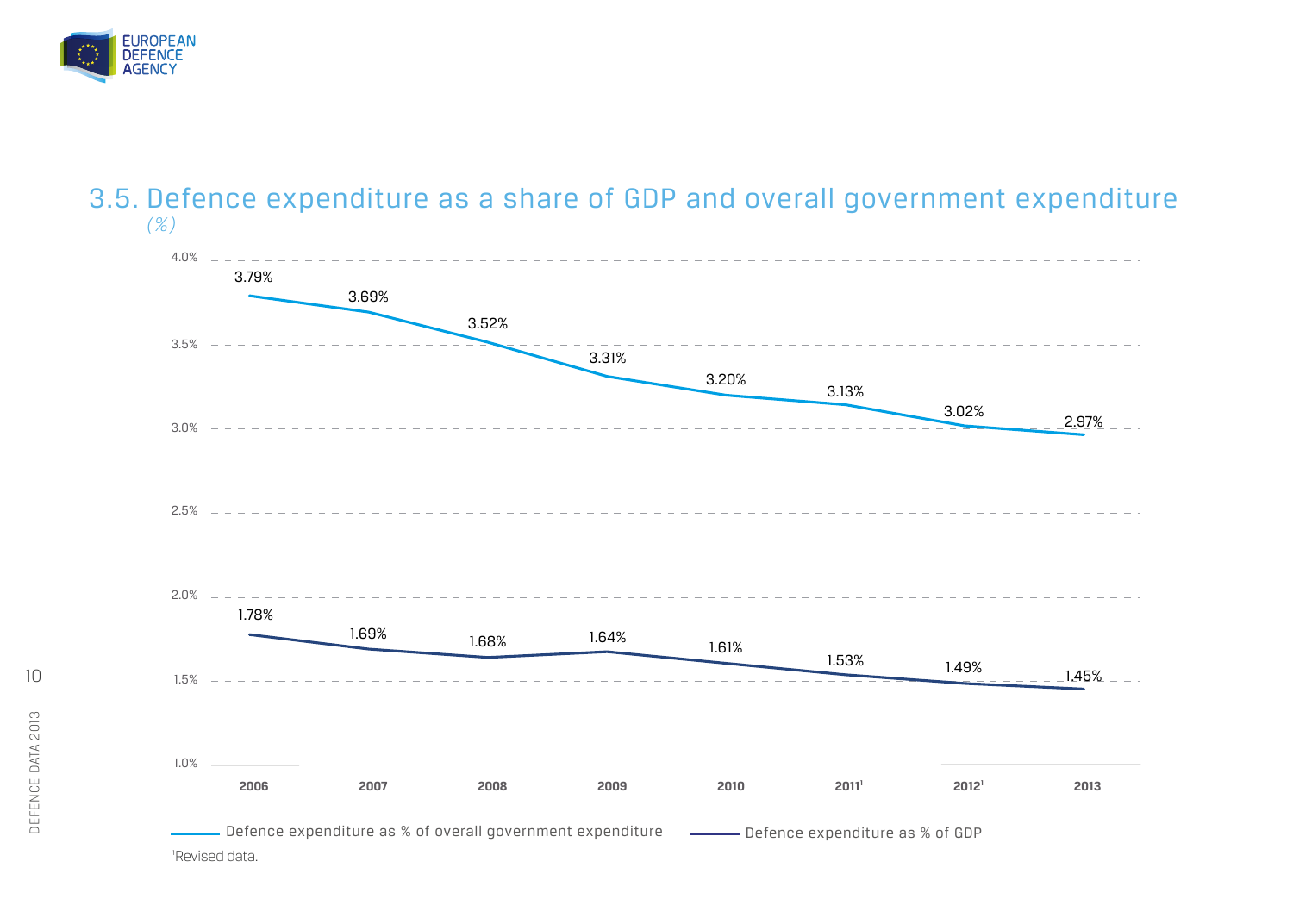## 3.5. Defence expenditure as a share of GDP and overall government expenditure

*(%)*

| Year | Defence expenditure as % of overall government expenditure | Defence expenditure as % of GDP |
| --- | --- | --- |
| 2006 | 3.79% | 1.78% |
| 2007 | 3.69% | 1.69% |
| 2008 | 3.52% | 1.68% |
| 2009 | 3.31% | 1.64% |
| 2010 | 3.20% | 1.61% |
| 2011[1] | 3.13% | 1.53% |
| 2012[1] | 3.02% | 1.49% |
| 2013 | 2.97% | 1.45% |

[1]Revised data.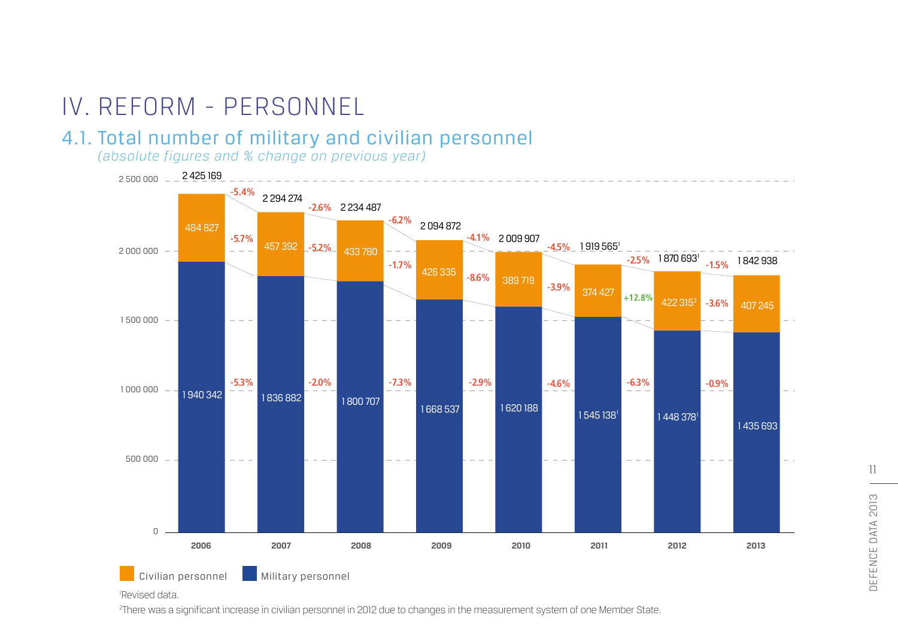# IV. REFORM - PERSONNEL

## 4.1. Total number of military and civilian personnel

*(absolute figures and % change on previous year)*

| Year | Civilian personnel | Military personnel | Total |
|---|---|---|---|
| 2006 | 484 827 | 1 940 342 | 2 425 169 |
| 2007 | 457 392 | 1 836 882 | 2 294 274 |
| 2008 | 433 780 | 1 800 707 | 2 234 487 |
| 2009 | 426 335 | 1 668 537 | 2 094 872 |
| 2010 | 389 719 | 1 620 188 | 2 009 907 |
| 2011 | 374 427 | 1 545 138[1] | 1 919 565[1] |
| 2012 | 422 315[2] | 1 448 378[1] | 1 870 693[1] |
| 2013 | 407 245 | 1 435 693 | 1 842 938 |

% change on previous year:

| Period | Civilian personnel | Military personnel | Total |
|---|---|---|---|
| 2006–2007 | -5.7% | -5.3% | -5.4% |
| 2007–2008 | -5.2% | -2.0% | -2.6% |
| 2008–2009 | -1.7% | -7.3% | -6.2% |
| 2009–2010 | -8.6% | -2.9% | -4.1% |
| 2010–2011 | -3.9% | -4.6% | -4.5% |
| 2011–2012 | +12.8% | -6.3% | -2.5% |
| 2012–2013 | -3.6% | -0.9% | -1.5% |

[1] Revised data.

[2] There was a significant increase in civilian personnel in 2012 due to changes in the measurement system of one Member State.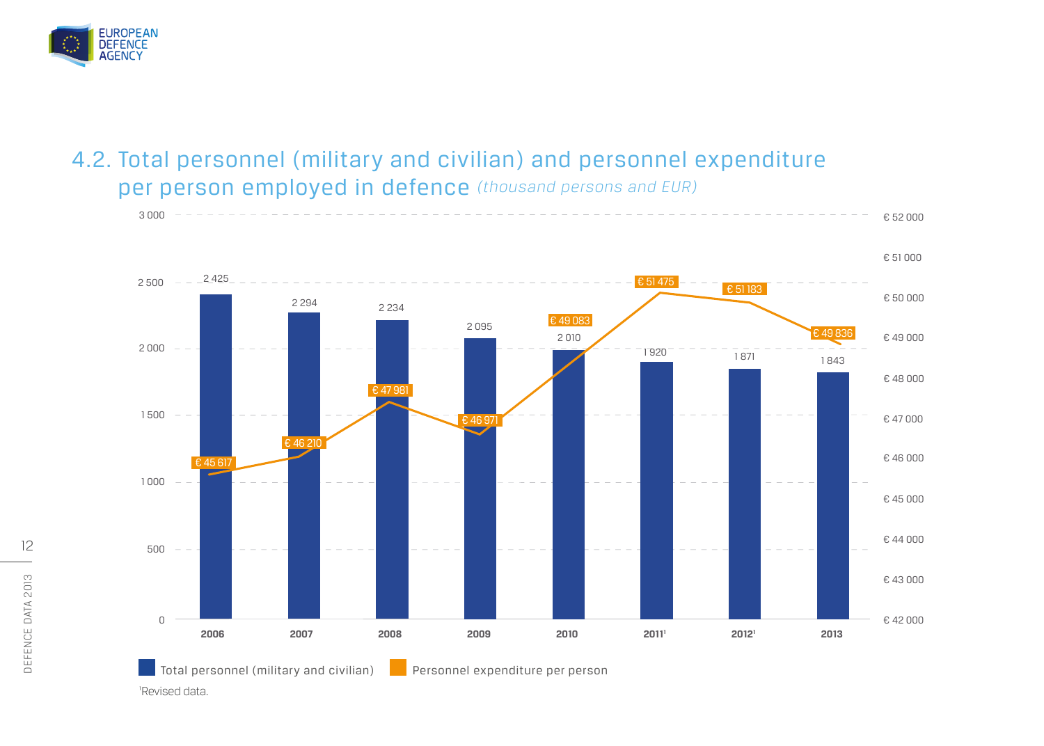## 4.2. Total personnel (military and civilian) and personnel expenditure per person employed in defence *(thousand persons and EUR)*

| Year | Total personnel (military and civilian) | Personnel expenditure per person |
|---|---|---|
| 2006 | 2 425 | € 45 617 |
| 2007 | 2 294 | € 46 210 |
| 2008 | 2 234 | € 47 981 |
| 2009 | 2 095 | € 46 971 |
| 2010 | 2 010 | € 49 083 |
| 2011[1] | 1 920 | € 51 475 |
| 2012[1] | 1 871 | € 51 183 |
| 2013 | 1 843 | € 49 836 |

[1]Revised data.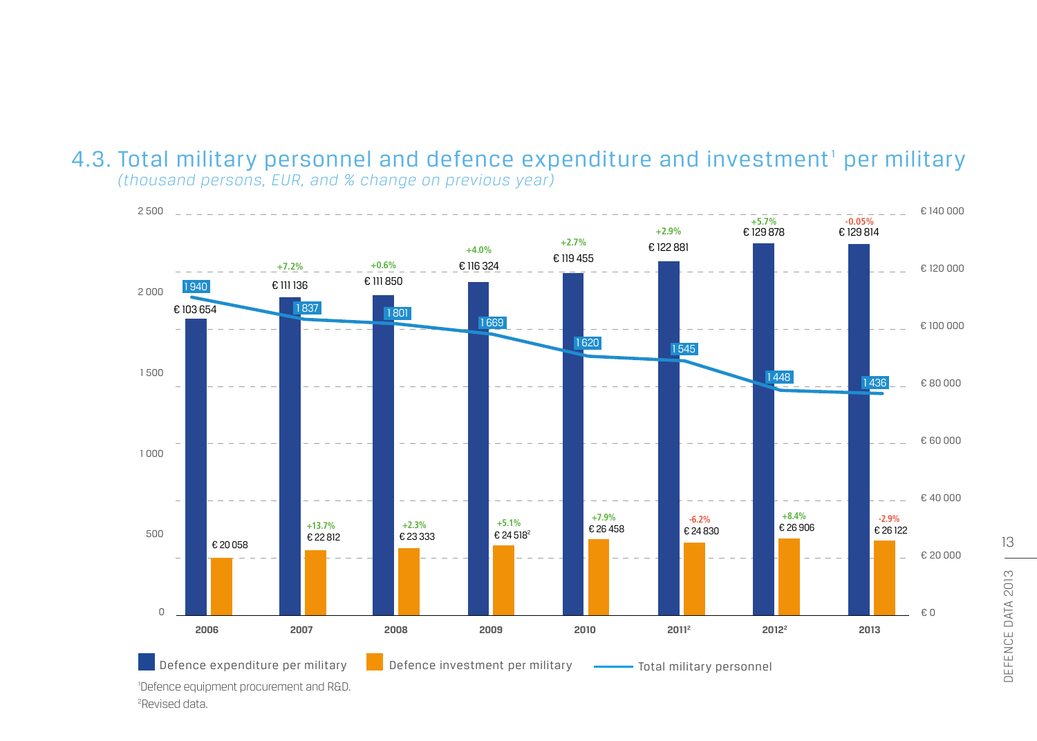## 4.3. Total military personnel and defence expenditure and investment[1] per military

*(thousand persons, EUR, and % change on previous year)*

| Year | Total military personnel (thousand) | Defence expenditure per military | % change | Defence investment per military | % change |
|---|---|---|---|---|---|
| 2006 | 1 940 | € 103 654 | | € 20 058 | |
| 2007 | 1 837 | € 111 136 | +7.2% | € 22 812 | +13.7% |
| 2008 | 1 801 | € 111 850 | +0.6% | € 23 333 | +2.3% |
| 2009 | 1 669 | € 116 324 | +4.0% | € 24 518[2] | +5.1% |
| 2010 | 1 620 | € 119 455 | +2.7% | € 26 458 | +7.9% |
| 2011[2] | 1 545 | € 122 881 | +2.9% | € 24 830 | -6.2% |
| 2012[2] | 1 448 | € 129 878 | +5.7% | € 26 906 | +8.4% |
| 2013 | 1 436 | € 129 814 | -0.05% | € 26 122 | -2.9% |

Defence expenditure per military — Defence investment per military — Total military personnel

[1]Defence equipment procurement and R&D.

[2]Revised data.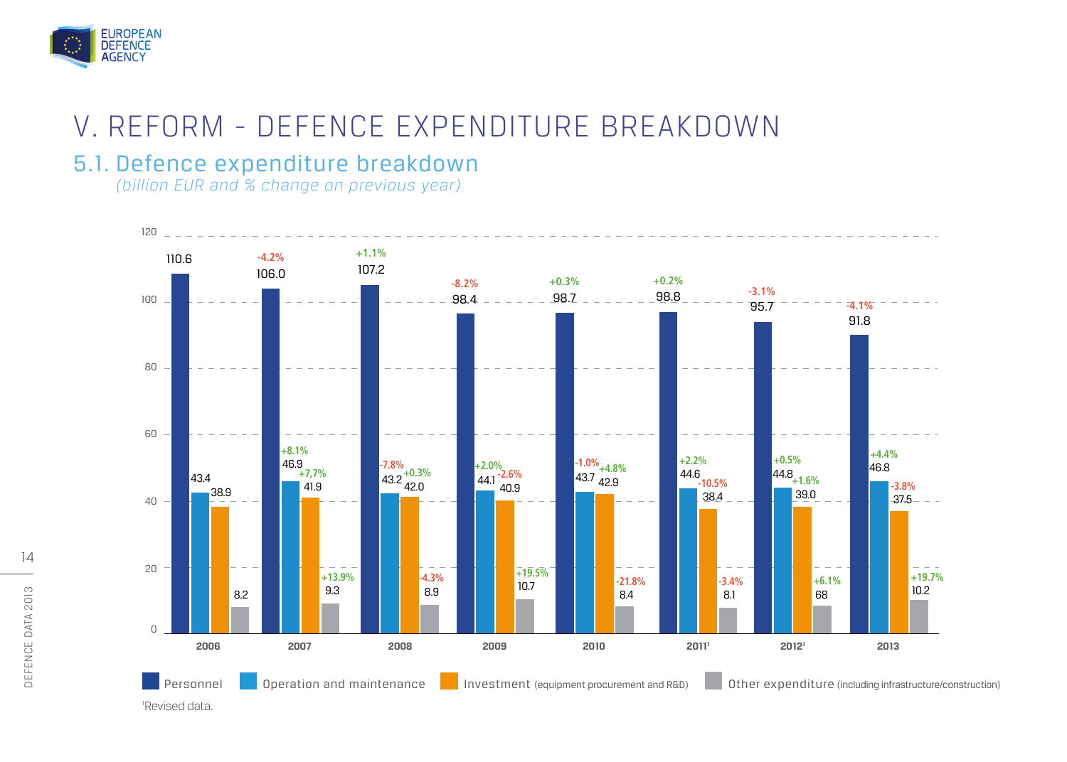# V. REFORM - DEFENCE EXPENDITURE BREAKDOWN

## 5.1. Defence expenditure breakdown

*(billion EUR and % change on previous year)*

| Year | Personnel | % change | Operation and maintenance | % change | Investment (equipment procurement and R&D) | % change | Other expenditure (including infrastructure/construction) | % change |
|---|---|---|---|---|---|---|---|---|
| 2006 | 110.6 | | 43.4 | | 38.9 | | 8.2 | |
| 2007 | 106.0 | -4.2% | 46.9 | +8.1% | 41.9 | +7,7% | 9.3 | +13.9% |
| 2008 | 107.2 | +1.1% | 43.2 | -7.8% | 42.0 | +0.3% | 8.9 | -4.3% |
| 2009 | 98.4 | -8.2% | 44.1 | +2.0% | 40.9 | -2.6% | 10.7 | +19.5% |
| 2010 | 98.7 | +0.3% | 43.7 | -1.0% | 42.9 | +4.8% | 8.4 | -21.8% |
| 2011[1] | 98.8 | +0.2% | 44.6 | +2.2% | 38.4 | -10.5% | 8.1 | -3.4% |
| 2012[1] | 95.7 | -3.1% | 44.8 | +0.5% | 39.0 | +1.6% | 68 | +6.1% |
| 2013 | 91.8 | -4.1% | 46.8 | +4.4% | 37.5 | -3.8% | 10.2 | +19.7% |

[1]Revised data.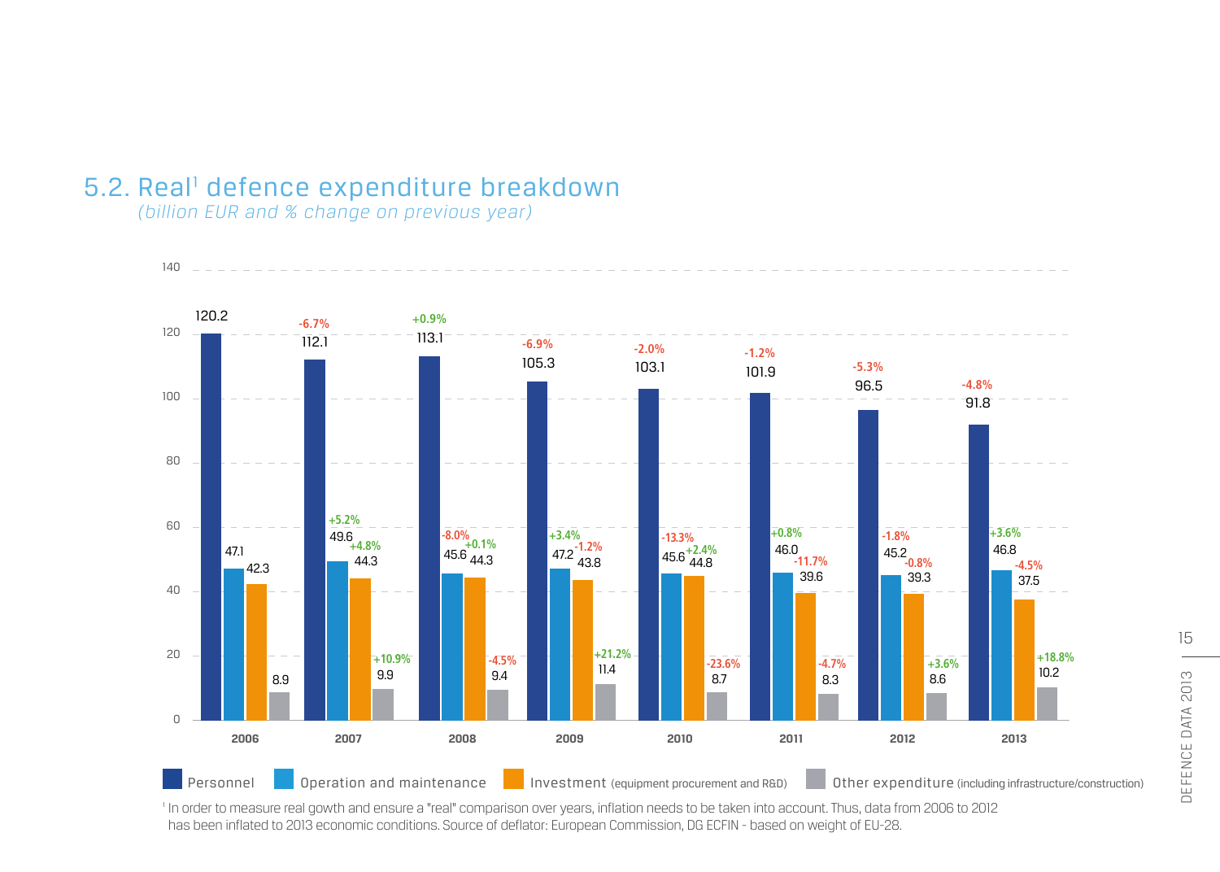## 5.2. Real[1] defence expenditure breakdown

*(billion EUR and % change on previous year)*

| Year | Personnel | Operation and maintenance | Investment (equipment procurement and R&D) | Other expenditure (including infrastructure/construction) |
|---|---|---|---|---|
| 2006 | 120.2 | 47.1 | 42.3 | 8.9 |
| 2007 | 112.1 (-6.7%) | 49.6 (+5.2%) | 44.3 (+4.8%) | 9.9 (+10.9%) |
| 2008 | 113.1 (+0.9%) | 45.6 (-8.0%) | 44.3 (+0.1%) | 9.4 (-4.5%) |
| 2009 | 105.3 (-6.9%) | 47.2 (+3.4%) | 43.8 (-1.2%) | 11.4 (+21.2%) |
| 2010 | 103.1 (-2.0%) | 45.6 (-13.3%) | 44.8 (+2.4%) | 8.7 (-23.6%) |
| 2011 | 101.9 (-1.2%) | 46.0 (+0.8%) | 39.6 (-11.7%) | 8.3 (-4.7%) |
| 2012 | 96.5 (-5.3%) | 45.2 (-1.8%) | 39.3 (-0.8%) | 8.6 (+3.6%) |
| 2013 | 91.8 (-4.8%) | 46.8 (+3.6%) | 37.5 (-4.5%) | 10.2 (+18.8%) |

[1] In order to measure real gowth and ensure a "real" comparison over years, inflation needs to be taken into account. Thus, data from 2006 to 2012 has been inflated to 2013 economic conditions. Source of deflator: European Commission, DG ECFIN - based on weight of EU-28.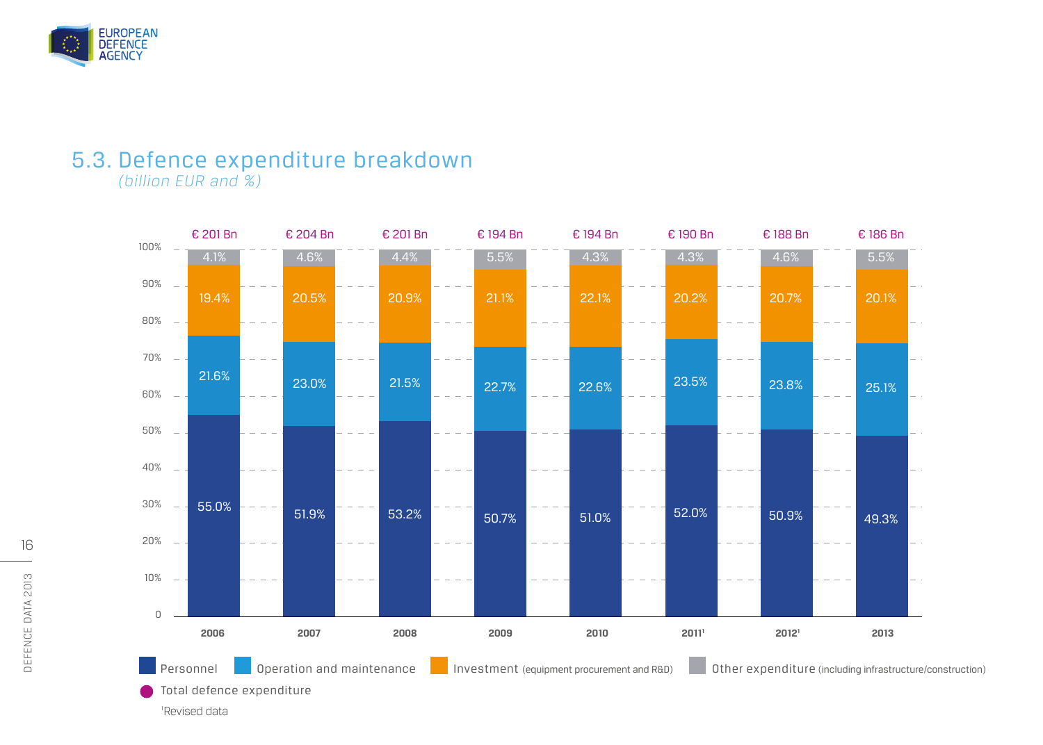## 5.3. Defence expenditure breakdown

*(billion EUR and %)*

| | 2006 | 2007 | 2008 | 2009 | 2010 | 2011[1] | 2012[1] | 2013 |
|---|---|---|---|---|---|---|---|---|
| Total defence expenditure | € 201 Bn | € 204 Bn | € 201 Bn | € 194 Bn | € 194 Bn | € 190 Bn | € 188 Bn | € 186 Bn |
| Other expenditure (including infrastructure/construction) | 4.1% | 4.6% | 4.4% | 5.5% | 4.3% | 4.3% | 4.6% | 5.5% |
| Investment (equipment procurement and R&D) | 19.4% | 20.5% | 20.9% | 21.1% | 22.1% | 20.2% | 20.7% | 20.1% |
| Operation and maintenance | 21.6% | 23.0% | 21.5% | 22.7% | 22.6% | 23.5% | 23.8% | 25.1% |
| Personnel | 55.0% | 51.9% | 53.2% | 50.7% | 51.0% | 52.0% | 50.9% | 49.3% |

[1]Revised data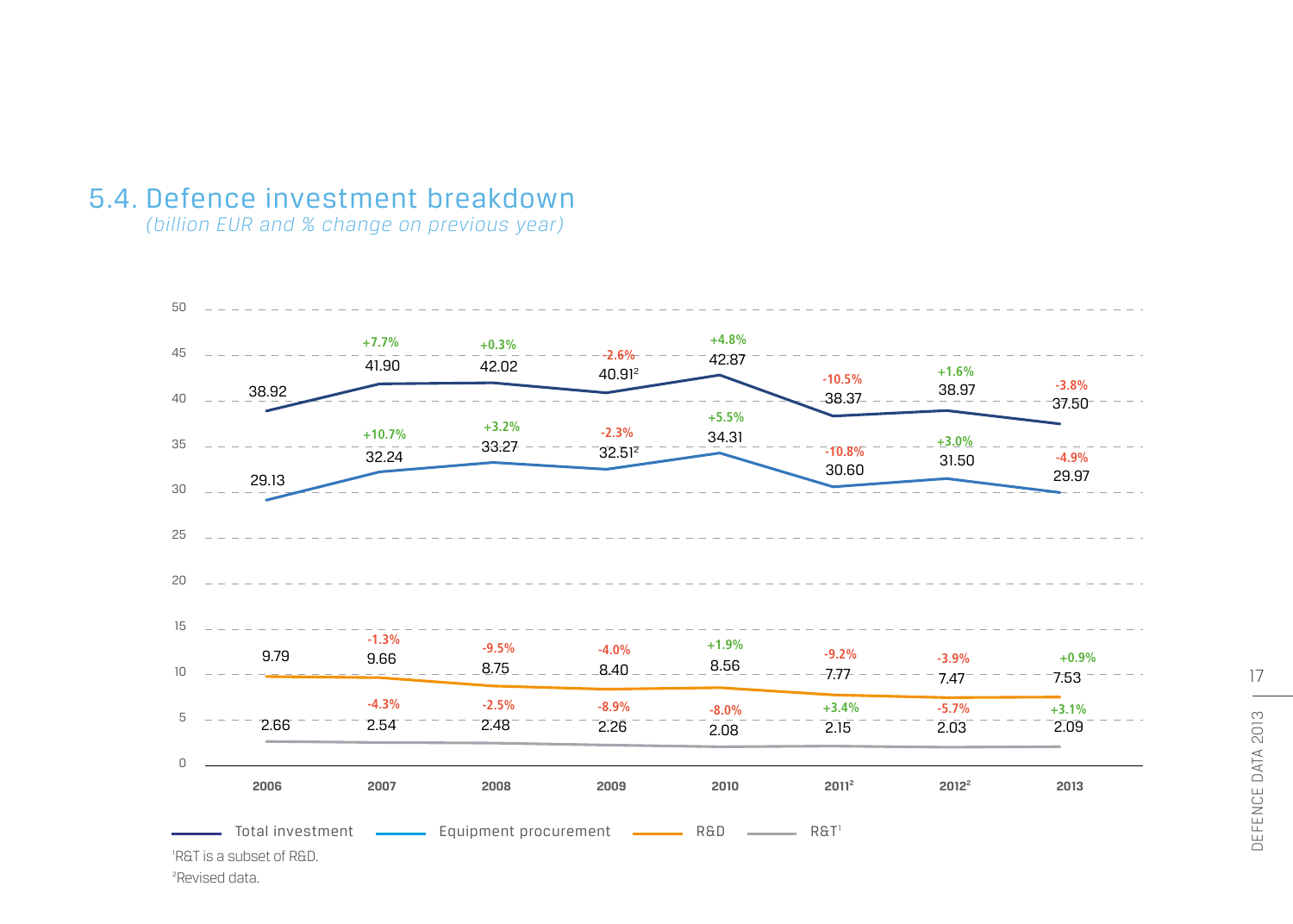## 5.4. Defence investment breakdown

*(billion EUR and % change on previous year)*

| | 2006 | 2007 | 2008 | 2009 | 2010 | 2011[2] | 2012[2] | 2013 |
|---|---|---|---|---|---|---|---|---|
| Total investment | 38.92 | 41.90 | 42.02 | 40.91[2] | 42.87 | 38.37 | 38.97 | 37.50 |
| % change | | +7.7% | +0.3% | -2.6% | +4.8% | -10.5% | +1.6% | -3.8% |
| Equipment procurement | 29.13 | 32.24 | 33.27 | 32.51[2] | 34.31 | 30.60 | 31.50 | 29.97 |
| % change | | +10.7% | +3.2% | -2.3% | +5.5% | -10.8% | +3.0% | -4.9% |
| R&D | 9.79 | 9.66 | 8.75 | 8.40 | 8.56 | 7.77 | 7.47 | 7.53 |
| % change | | -1.3% | -9.5% | -4.0% | +1.9% | -9.2% | -3.9% | +0.9% |
| R&T[1] | 2.66 | 2.54 | 2.48 | 2.26 | 2.08 | 2.15 | 2.03 | 2.09 |
| % change | | -4.3% | -2.5% | -8.9% | -8.0% | +3.4% | -5.7% | +3.1% |

[1]R&T is a subset of R&D.

[2]Revised data.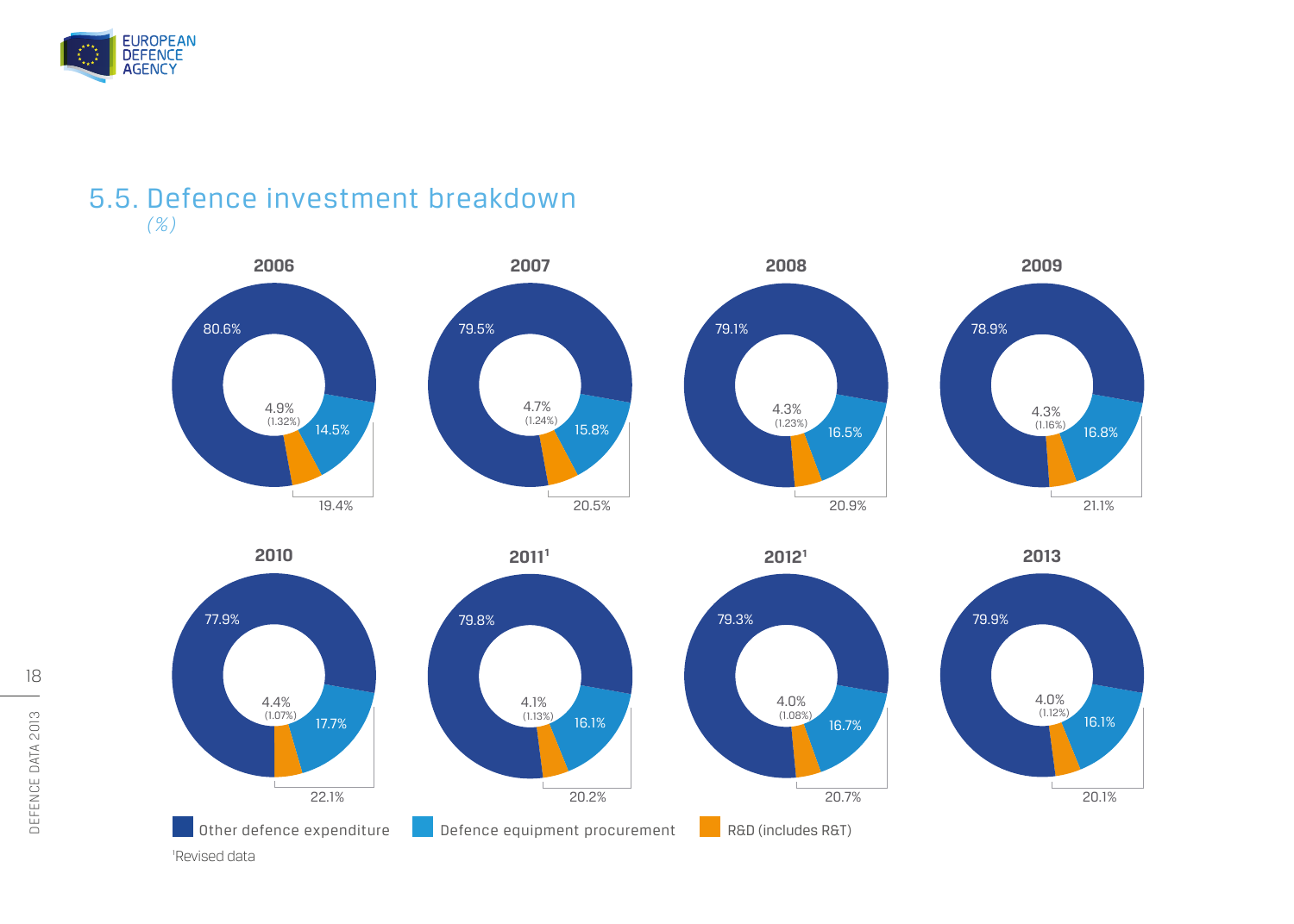## 5.5. Defence investment breakdown

*(%)*

| Year | Other defence expenditure | Defence equipment procurement | R&D (includes R&T) | Defence investment (procurement + R&D) |
|---|---|---|---|---|
| 2006 | 80.6% | 14.5% | 4.9% (1.32%) | 19.4% |
| 2007 | 79.5% | 15.8% | 4.7% (1.24%) | 20.5% |
| 2008 | 79.1% | 16.5% | 4.3% (1.23%) | 20.9% |
| 2009 | 78.9% | 16.8% | 4.3% (1.16%) | 21.1% |
| 2010 | 77.9% | 17.7% | 4.4% (1.07%) | 22.1% |
| 2011[1] | 79.8% | 16.1% | 4.1% (1.13%) | 20.2% |
| 2012[1] | 79.3% | 16.7% | 4.0% (1.08%) | 20.7% |
| 2013 | 79.9% | 16.1% | 4.0% (1.12%) | 20.1% |

[1]Revised data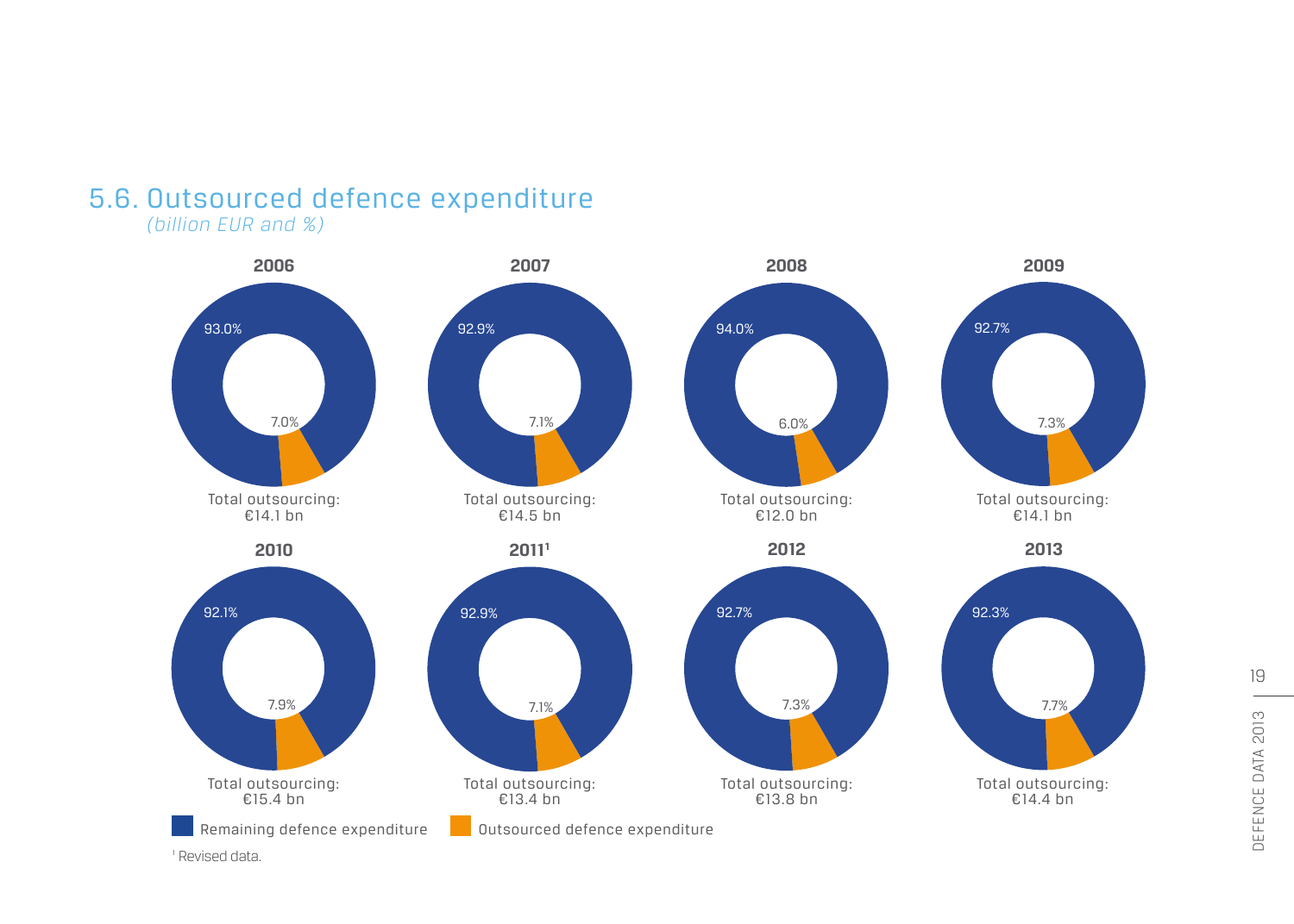## 5.6. Outsourced defence expenditure

*(billion EUR and %)*

**2006**

93.0%

7.0%

Total outsourcing: €14.1 bn

**2007**

92.9%

7.1%

Total outsourcing: €14.5 bn

**2008**

94.0%

6.0%

Total outsourcing: €12.0 bn

**2009**

92.7%

7.3%

Total outsourcing: €14.1 bn

**2010**

92.1%

7.9%

Total outsourcing: €15.4 bn

**2011**[1]

92.9%

7.1%

Total outsourcing: €13.4 bn

**2012**

92.7%

7.3%

Total outsourcing: €13.8 bn

**2013**

92.3%

7.7%

Total outsourcing: €14.4 bn

Remaining defence expenditure | Outsourced defence expenditure

[1] Revised data.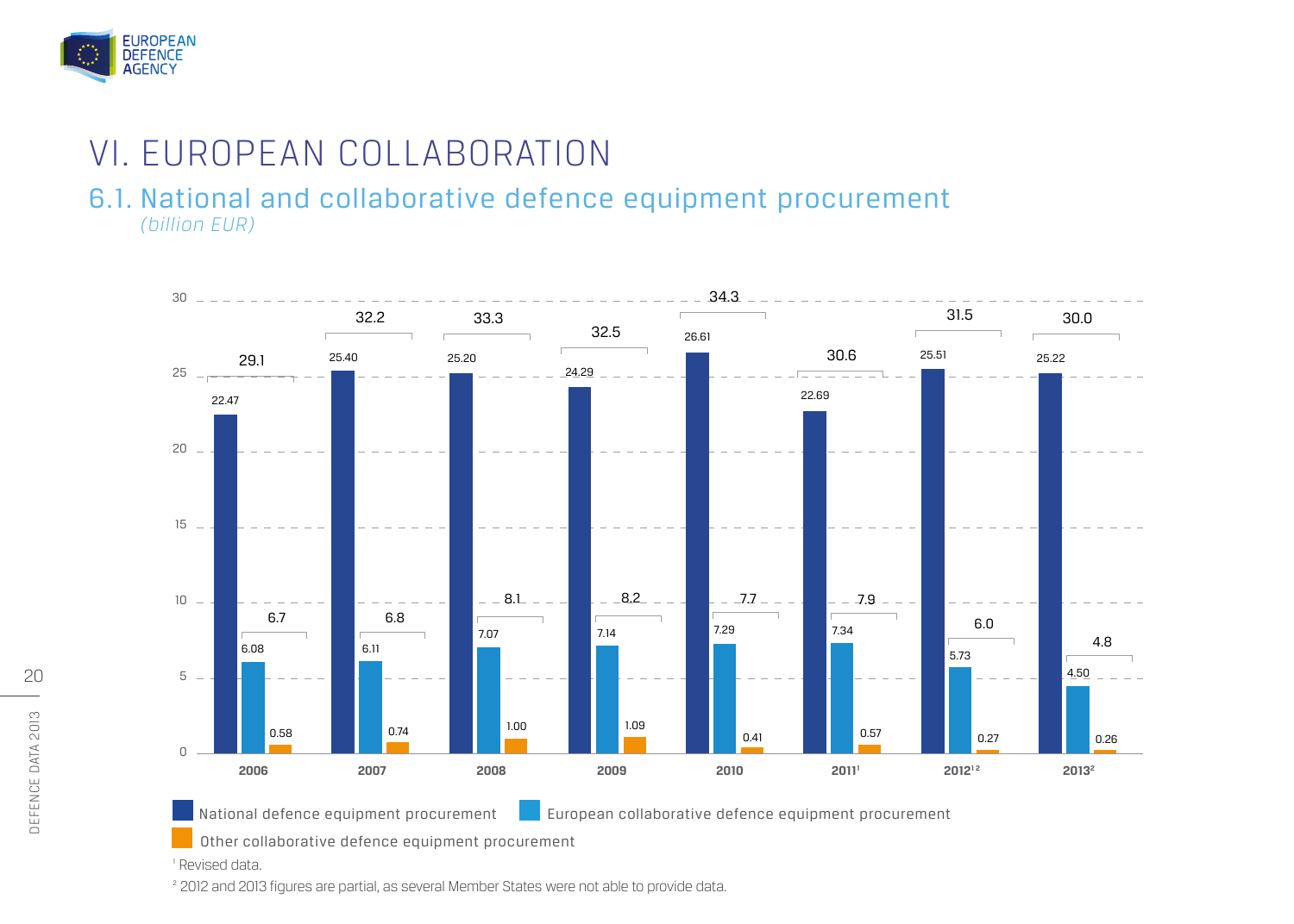# VI. EUROPEAN COLLABORATION

## 6.1. National and collaborative defence equipment procurement

*(billion EUR)*

| Year | National defence equipment procurement | European collaborative defence equipment procurement | Other collaborative defence equipment procurement | Total national + other collaborative | Total collaborative |
|---|---|---|---|---|---|
| 2006 | 22.47 | 6.08 | 0.58 | 29.1 | 6.7 |
| 2007 | 25.40 | 6.11 | 0.74 | 32.2 | 6.8 |
| 2008 | 25.20 | 7.07 | 1.00 | 33.3 | 8.1 |
| 2009 | 24.29 | 7.14 | 1.09 | 32.5 | 8.2 |
| 2010 | 26.61 | 7.29 | 0.41 | 34.3 | 7.7 |
| 2011[1] | 22.69 | 7.34 | 0.57 | 30.6 | 7.9 |
| 2012[1 2] | 25.51 | 5.73 | 0.27 | 31.5 | 6.0 |
| 2013[2] | 25.22 | 4.50 | 0.26 | 30.0 | 4.8 |

[1] Revised data.

[2] 2012 and 2013 figures are partial, as several Member States were not able to provide data.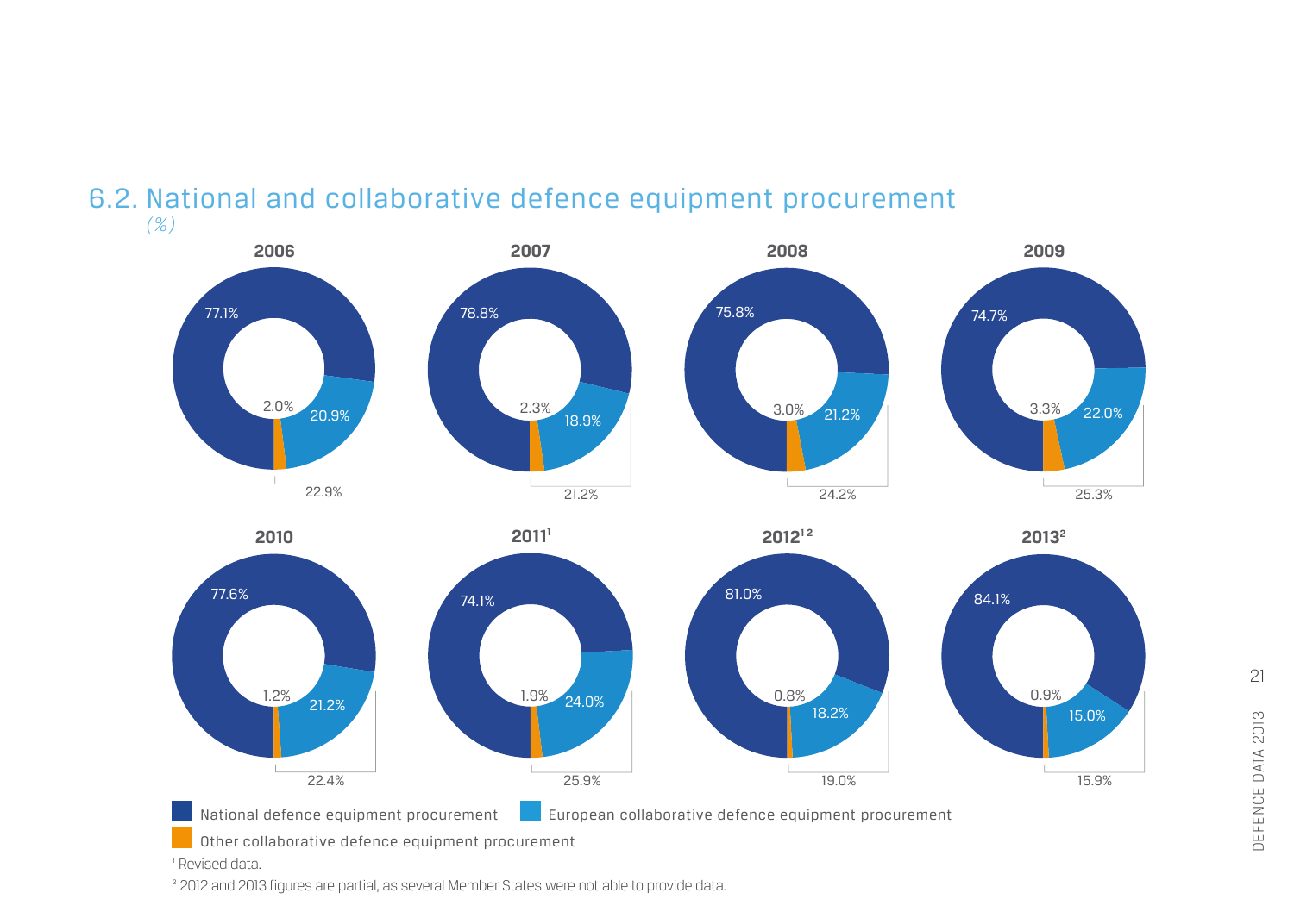## 6.2. National and collaborative defence equipment procurement

*(%)*

| Year | National defence equipment procurement | European collaborative defence equipment procurement | Other collaborative defence equipment procurement | Total collaborative |
|---|---|---|---|---|
| 2006 | 77.1% | 20.9% | 2.0% | 22.9% |
| 2007 | 78.8% | 18.9% | 2.3% | 21.2% |
| 2008 | 75.8% | 21.2% | 3.0% | 24.2% |
| 2009 | 74.7% | 22.0% | 3.3% | 25.3% |
| 2010 | 77.6% | 21.2% | 1.2% | 22.4% |
| 2011[1] | 74.1% | 24.0% | 1.9% | 25.9% |
| 2012[1,2] | 81.0% | 18.2% | 0.8% | 19.0% |
| 2013[2] | 84.1% | 15.0% | 0.9% | 15.9% |

[1] Revised data.

[2] 2012 and 2013 figures are partial, as several Member States were not able to provide data.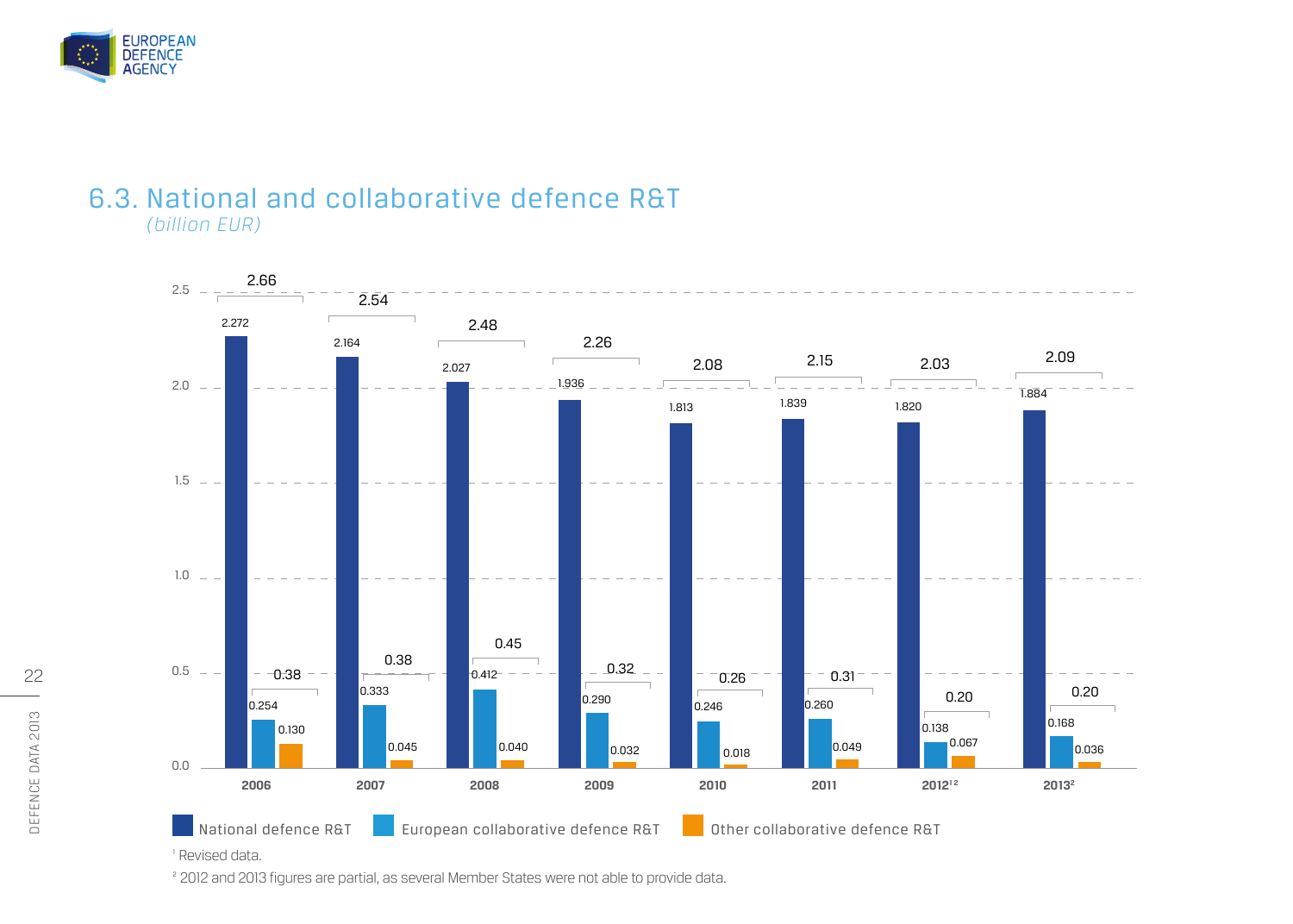## 6.3. National and collaborative defence R&T

*(billion EUR)*

| Year | National defence R&T | European collaborative defence R&T | Other collaborative defence R&T | Total (National + European + Other) | Total collaborative |
|---|---|---|---|---|---|
| 2006 | 2.272 | 0.254 | 0.130 | 2.66 | 0.38 |
| 2007 | 2.164 | 0.333 | 0.045 | 2.54 | 0.38 |
| 2008 | 2.027 | 0.412 | 0.040 | 2.48 | 0.45 |
| 2009 | 1.936 | 0.290 | 0.032 | 2.26 | 0.32 |
| 2010 | 1.813 | 0.246 | 0.018 | 2.08 | 0.26 |
| 2011 | 1.839 | 0.260 | 0.049 | 2.15 | 0.31 |
| 2012[1,2] | 1.820 | 0.138 | 0.067 | 2.03 | 0.20 |
| 2013[2] | 1.884 | 0.168 | 0.036 | 2.09 | 0.20 |

[1] Revised data.

[2] 2012 and 2013 figures are partial, as several Member States were not able to provide data.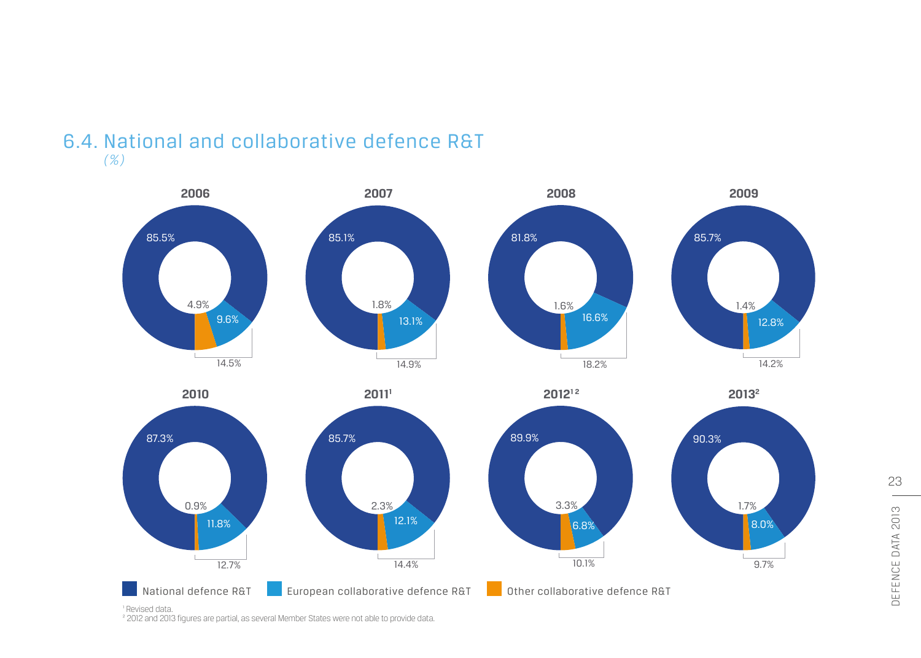## 6.4. National and collaborative defence R&T

*(%)*

| Year | National defence R&T | European collaborative defence R&T | Other collaborative defence R&T | Total collaborative |
|---|---|---|---|---|
| 2006 | 85.5% | 9.6% | 4.9% | 14.5% |
| 2007 | 85.1% | 13.1% | 1.8% | 14.9% |
| 2008 | 81.8% | 16.6% | 1.6% | 18.2% |
| 2009 | 85.7% | 12.8% | 1.4% | 14.2% |
| 2010 | 87.3% | 11.8% | 0.9% | 12.7% |
| 2011[1] | 85.7% | 12.1% | 2.3% | 14.4% |
| 2012[1 2] | 89.9% | 6.8% | 3.3% | 10.1% |
| 2013[2] | 90.3% | 8.0% | 1.7% | 9.7% |

[1] Revised data.

[2] 2012 and 2013 figures are partial, as several Member States were not able to provide data.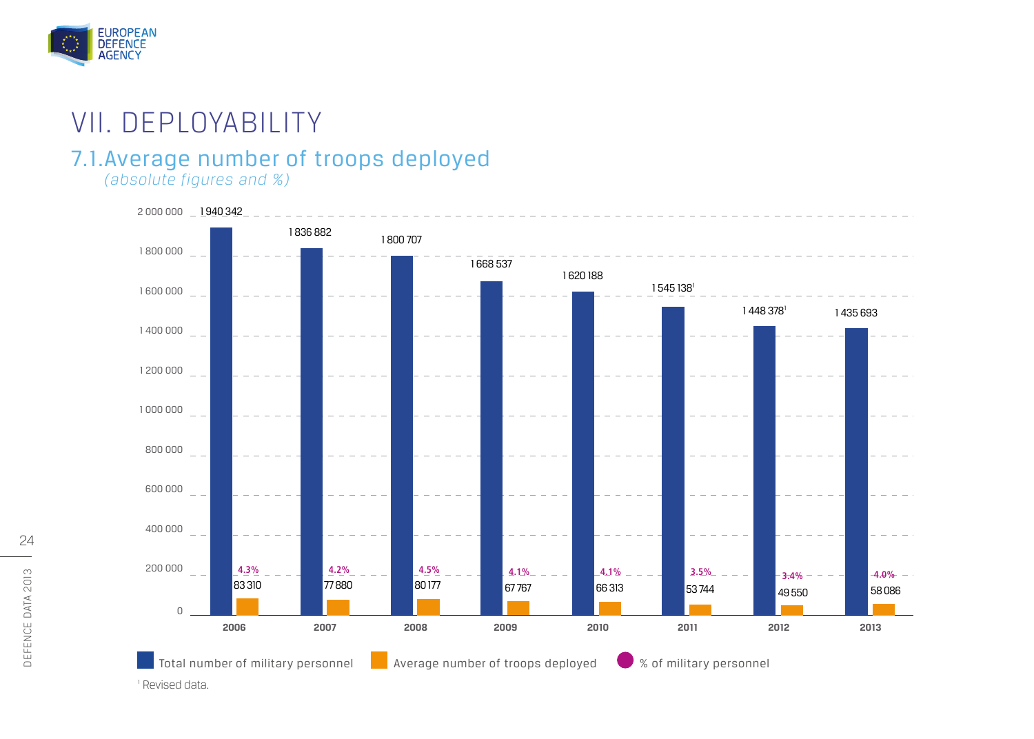# VII. DEPLOYABILITY

## 7.1. Average number of troops deployed

*(absolute figures and %)*

| Year | Total number of military personnel | Average number of troops deployed | % of military personnel |
|---|---|---|---|
| 2006 | 1 940 342 | 83 310 | 4.3% |
| 2007 | 1 836 882 | 77 880 | 4.2% |
| 2008 | 1 800 707 | 80 177 | 4.5% |
| 2009 | 1 668 537 | 67 767 | 4.1% |
| 2010 | 1 620 188 | 66 313 | 4.1% |
| 2011 | 1 545 138[1] | 53 744 | 3.5% |
| 2012 | 1 448 378[1] | 49 550 | 3.4% |
| 2013 | 1 435 693 | 58 086 | 4.0% |

[1] Revised data.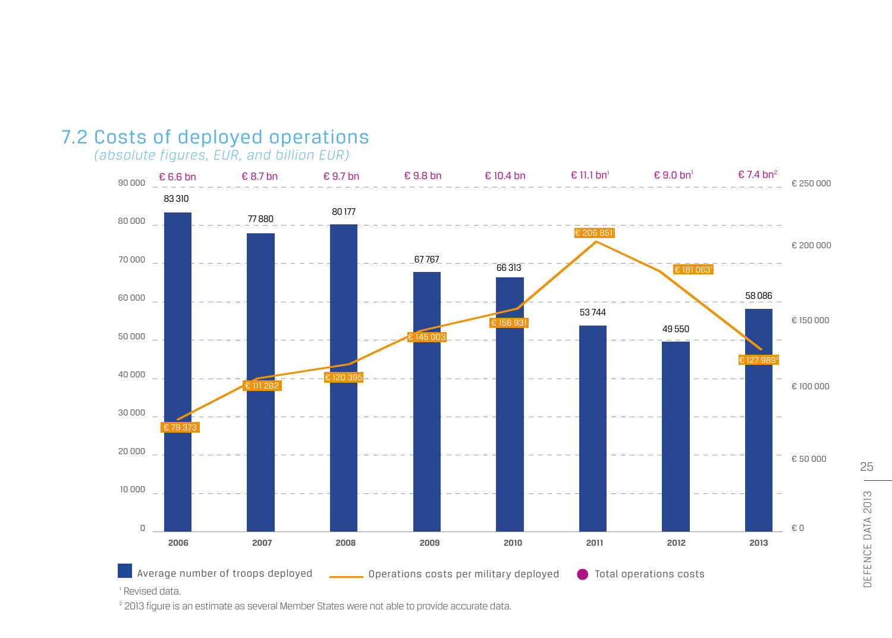## 7.2 Costs of deployed operations

*(absolute figures, EUR, and billion EUR)*

| Year | Average number of troops deployed | Operations costs per military deployed | Total operations costs |
|---|---|---|---|
| 2006 | 83 310 | € 79 373 | € 6.6 bn |
| 2007 | 77 880 | € 111 282 | € 8.7 bn |
| 2008 | 80 177 | € 120 395 | € 9.7 bn |
| 2009 | 67 767 | € 145 003 | € 9.8 bn |
| 2010 | 66 313 | € 156 931 | € 10.4 bn |
| 2011 | 53 744 | € 206 851[1] | € 11.1 bn[1] |
| 2012 | 49 550 | € 181 063[1] | € 9.0 bn[1] |
| 2013 | 58 086 | € 127 989[2] | € 7.4 bn[2] |

[1] Revised data.

[2] 2013 figure is an estimate as several Member States were not able to provide accurate data.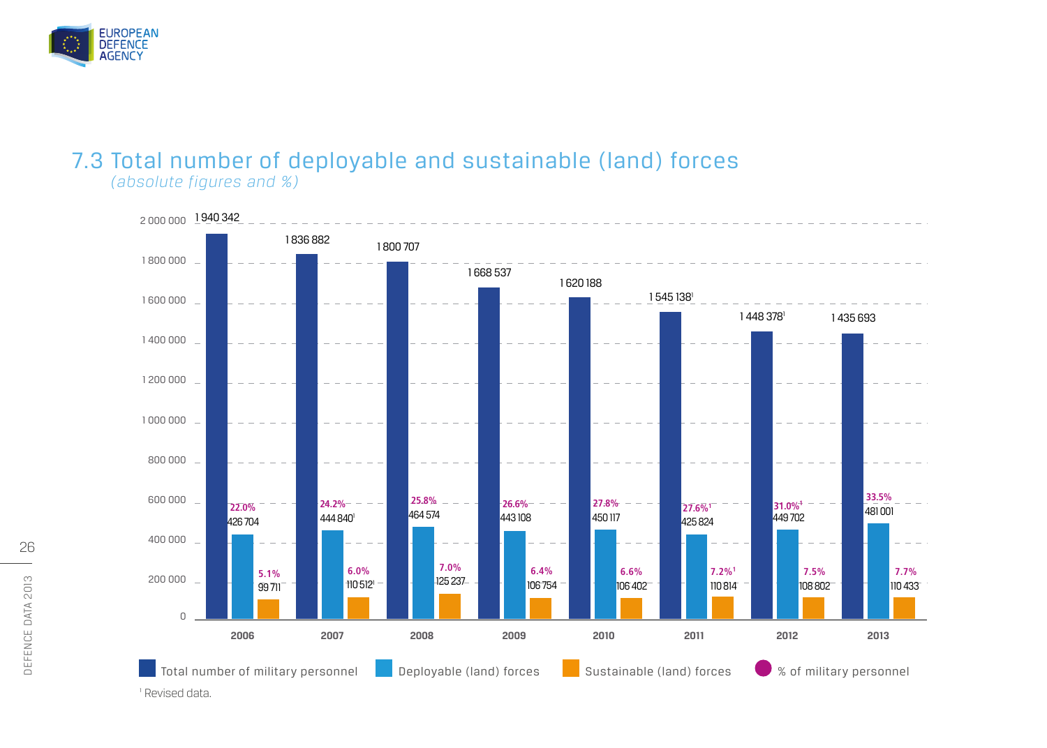## 7.3 Total number of deployable and sustainable (land) forces

*(absolute figures and %)*

| Year | Total number of military personnel | Deployable (land) forces | % of military personnel | Sustainable (land) forces | % of military personnel |
|---|---|---|---|---|---|
| 2006 | 1 940 342 | 426 704 | 22.0% | 99 711 | 5.1% |
| 2007 | 1 836 882 | 444 840[1] | 24.2% | 110 512[1] | 6.0% |
| 2008 | 1 800 707 | 464 574 | 25.8% | 125 237 | 7.0% |
| 2009 | 1 668 537 | 443 108 | 26.6% | 106 754 | 6.4% |
| 2010 | 1 620 188 | 450 117 | 27.8% | 106 402 | 6.6% |
| 2011 | 1 545 138[1] | 425 824 | 27.6%[1] | 110 814 | 7.2%[1] |
| 2012 | 1 448 378[1] | 449 702 | 31.0%[1] | 108 802 | 7.5% |
| 2013 | 1 435 693 | 481 001 | 33.5% | 110 433 | 7.7% |

[1] Revised data.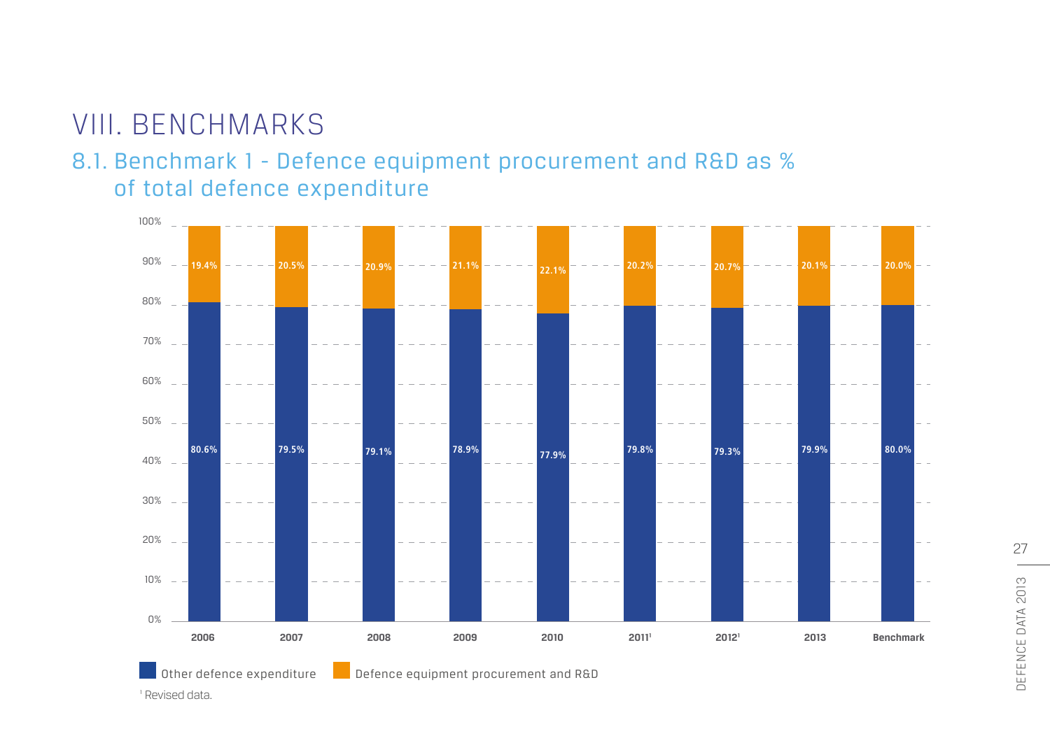# VIII. BENCHMARKS

## 8.1. Benchmark 1 - Defence equipment procurement and R&D as % of total defence expenditure

| | 2006 | 2007 | 2008 | 2009 | 2010 | 2011[1] | 2012[1] | 2013 | Benchmark |
|---|---|---|---|---|---|---|---|---|---|
| Defence equipment procurement and R&D | 19.4% | 20.5% | 20.9% | 21.1% | 22.1% | 20.2% | 20.7% | 20.1% | 20.0% |
| Other defence expenditure | 80.6% | 79.5% | 79.1% | 78.9% | 77.9% | 79.8% | 79.3% | 79.9% | 80.0% |

[1] Revised data.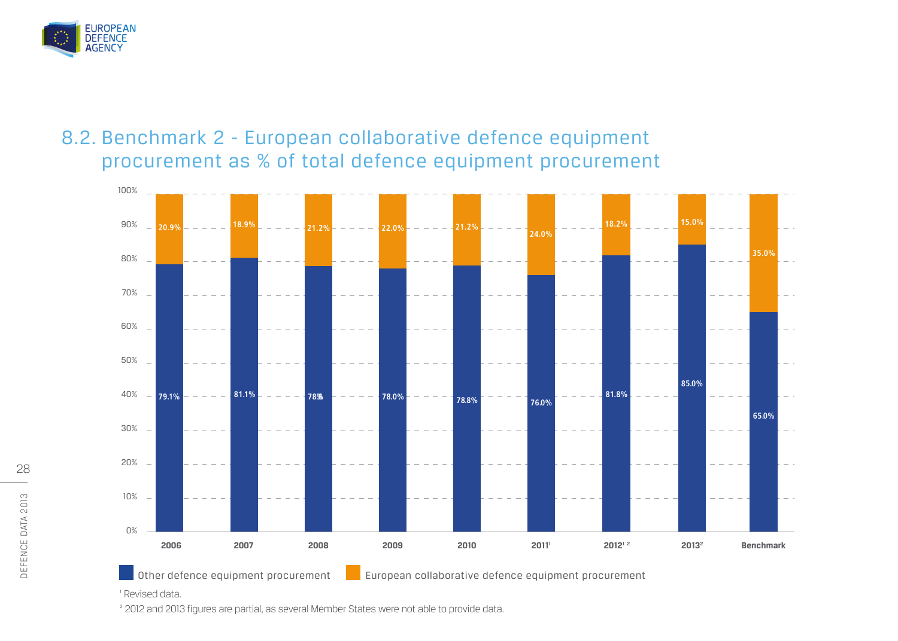## 8.2. Benchmark 2 - European collaborative defence equipment procurement as % of total defence equipment procurement

| | 2006 | 2007 | 2008 | 2009 | 2010 | 2011[1] | 2012[1 2] | 2013[2] | Benchmark |
|---|---|---|---|---|---|---|---|---|---|
| Other defence equipment procurement | 79.1% | 81.1% | 78.8% | 78.0% | 78.8% | 76.0% | 81.8% | 85.0% | 65.0% |
| European collaborative defence equipment procurement | 20.9% | 18.9% | 21.2% | 22.0% | 21.2% | 24.0% | 18.2% | 15.0% | 35.0% |

[1] Revised data.

[2] 2012 and 2013 figures are partial, as several Member States were not able to provide data.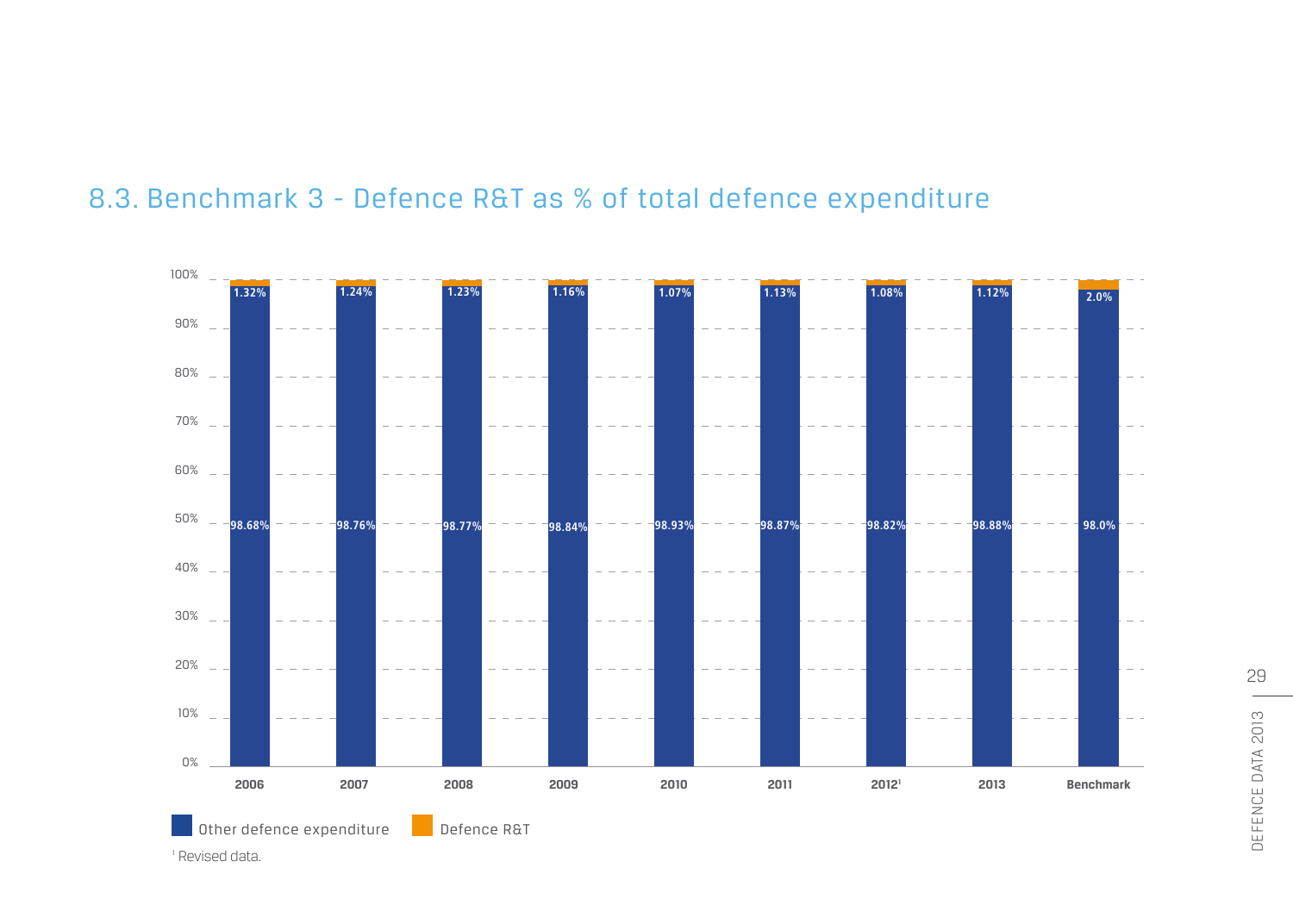## 8.3. Benchmark 3 - Defence R&T as % of total defence expenditure

| | 2006 | 2007 | 2008 | 2009 | 2010 | 2011 | 2012[1] | 2013 | Benchmark |
|---|---|---|---|---|---|---|---|---|---|
| Other defence expenditure | 98.68% | 98.76% | 98.77% | 98.84% | 98.93% | 98.87% | 98.82% | 98.88% | 98.0% |
| Defence R&T | 1.32% | 1.24% | 1.23% | 1.16% | 1.07% | 1.13% | 1.08% | 1.12% | 2.0% |

[1] Revised data.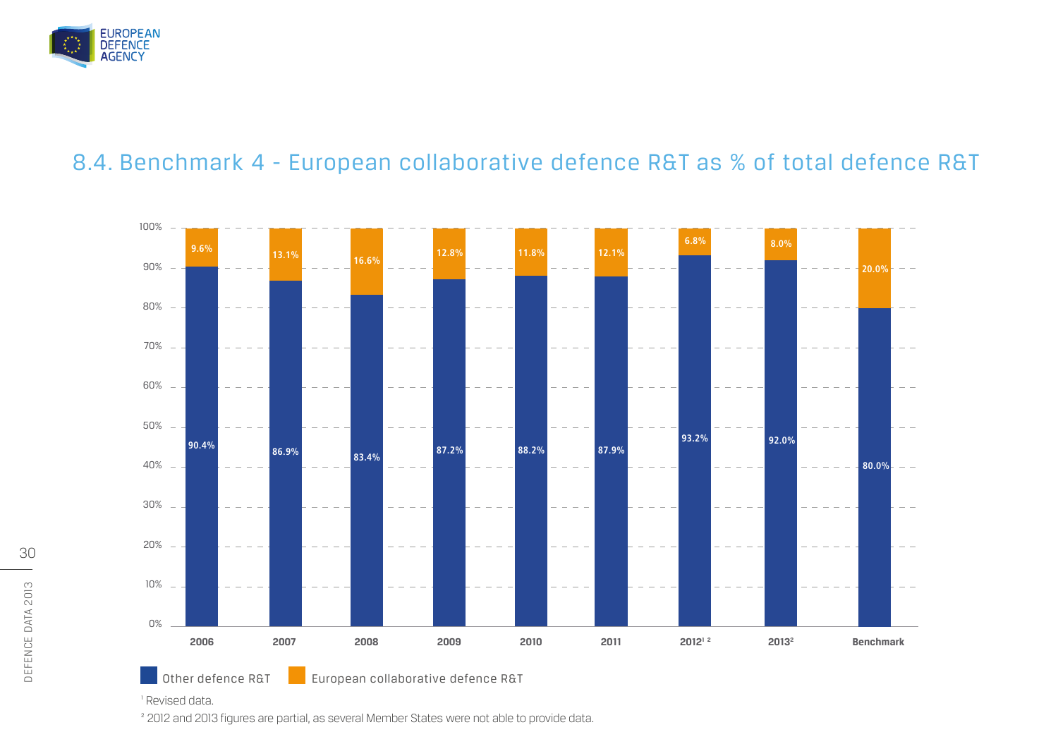## 8.4. Benchmark 4 - European collaborative defence R&T as % of total defence R&T

| | 2006 | 2007 | 2008 | 2009 | 2010 | 2011 | 2012[1] [2] | 2013[2] | Benchmark |
|---|---|---|---|---|---|---|---|---|---|
| Other defence R&T | 90.4% | 86.9% | 83.4% | 87.2% | 88.2% | 87.9% | 93.2% | 92.0% | 80.0% |
| European collaborative defence R&T | 9.6% | 13.1% | 16.6% | 12.8% | 11.8% | 12.1% | 6.8% | 8.0% | 20.0% |

[1] Revised data.

[2] 2012 and 2013 figures are partial, as several Member States were not able to provide data.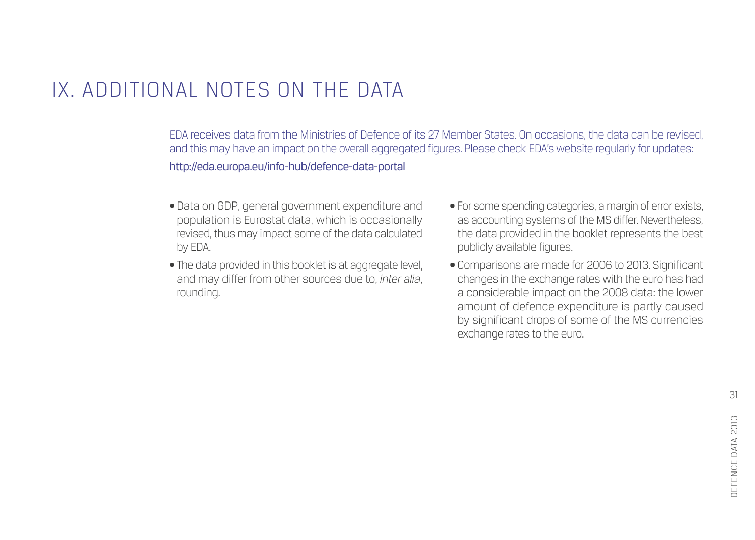# IX. ADDITIONAL NOTES ON THE DATA

EDA receives data from the Ministries of Defence of its 27 Member States. On occasions, the data can be revised, and this may have an impact on the overall aggregated figures. Please check EDA's website regularly for updates: http://eda.europa.eu/info-hub/defence-data-portal

- Data on GDP, general government expenditure and population is Eurostat data, which is occasionally revised, thus may impact some of the data calculated by EDA.
- The data provided in this booklet is at aggregate level, and may differ from other sources due to, *inter alia*, rounding.
- For some spending categories, a margin of error exists, as accounting systems of the MS differ. Nevertheless, the data provided in the booklet represents the best publicly available figures.
- Comparisons are made for 2006 to 2013. Significant changes in the exchange rates with the euro has had a considerable impact on the 2008 data: the lower amount of defence expenditure is partly caused by significant drops of some of the MS currencies exchange rates to the euro.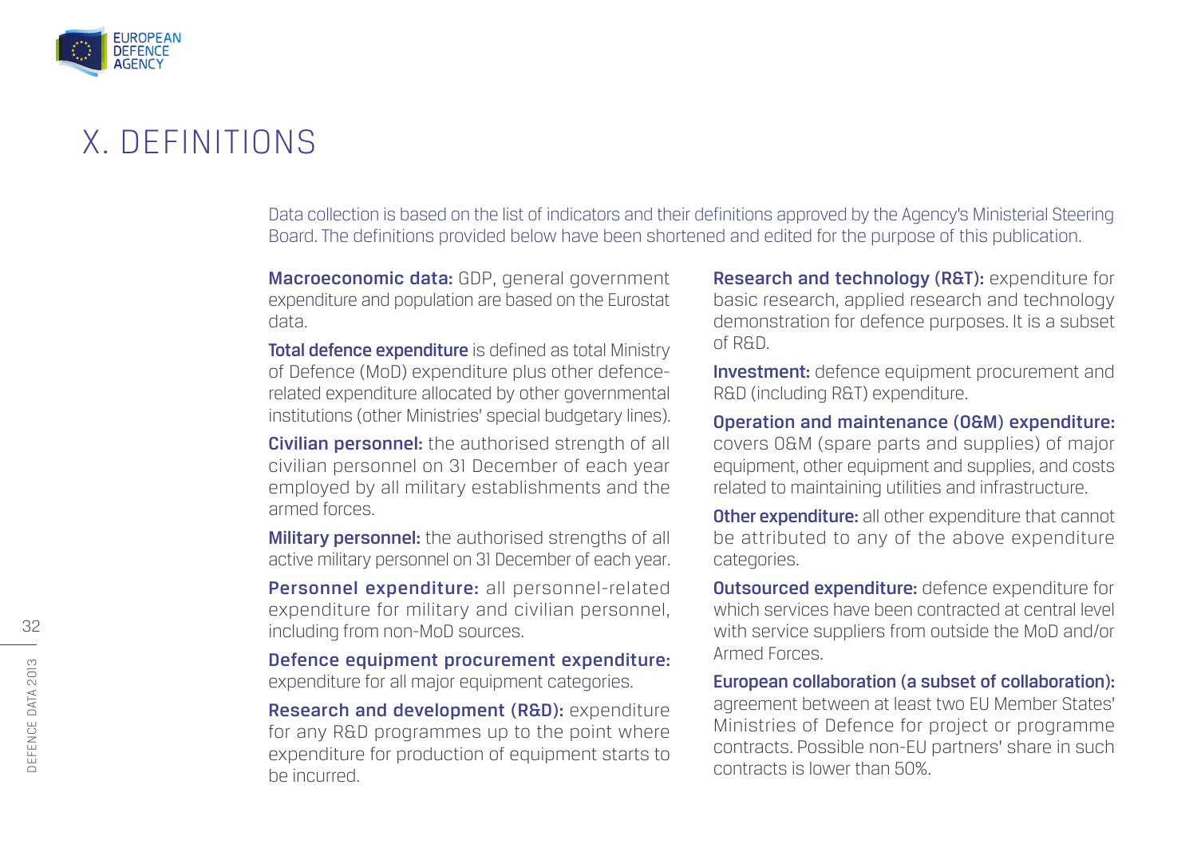# X. DEFINITIONS

Data collection is based on the list of indicators and their definitions approved by the Agency's Ministerial Steering Board. The definitions provided below have been shortened and edited for the purpose of this publication.

**Macroeconomic data:** GDP, general government expenditure and population are based on the Eurostat data.

**Total defence expenditure** is defined as total Ministry of Defence (MoD) expenditure plus other defence-related expenditure allocated by other governmental institutions (other Ministries' special budgetary lines).

**Civilian personnel:** the authorised strength of all civilian personnel on 31 December of each year employed by all military establishments and the armed forces.

**Military personnel:** the authorised strengths of all active military personnel on 31 December of each year.

**Personnel expenditure:** all personnel-related expenditure for military and civilian personnel, including from non-MoD sources.

**Defence equipment procurement expenditure:** expenditure for all major equipment categories.

**Research and development (R&D):** expenditure for any R&D programmes up to the point where expenditure for production of equipment starts to be incurred.

**Research and technology (R&T):** expenditure for basic research, applied research and technology demonstration for defence purposes. It is a subset of R&D.

**Investment:** defence equipment procurement and R&D (including R&T) expenditure.

**Operation and maintenance (O&M) expenditure:** covers O&M (spare parts and supplies) of major equipment, other equipment and supplies, and costs related to maintaining utilities and infrastructure.

**Other expenditure:** all other expenditure that cannot be attributed to any of the above expenditure categories.

**Outsourced expenditure:** defence expenditure for which services have been contracted at central level with service suppliers from outside the MoD and/or Armed Forces.

**European collaboration (a subset of collaboration):** agreement between at least two EU Member States' Ministries of Defence for project or programme contracts. Possible non-EU partners' share in such contracts is lower than 50%.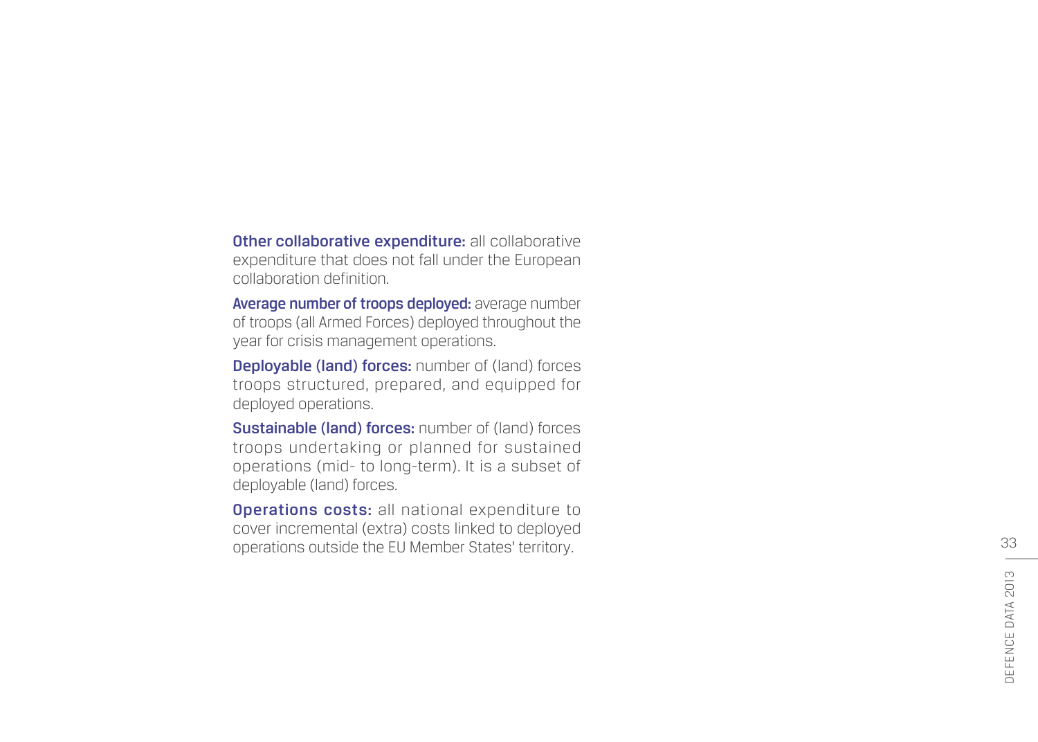**Other collaborative expenditure:** all collaborative expenditure that does not fall under the European collaboration definition.

**Average number of troops deployed:** average number of troops (all Armed Forces) deployed throughout the year for crisis management operations.

**Deployable (land) forces:** number of (land) forces troops structured, prepared, and equipped for deployed operations.

**Sustainable (land) forces:** number of (land) forces troops undertaking or planned for sustained operations (mid- to long-term). It is a subset of deployable (land) forces.

**Operations costs:** all national expenditure to cover incremental (extra) costs linked to deployed operations outside the EU Member States' territory.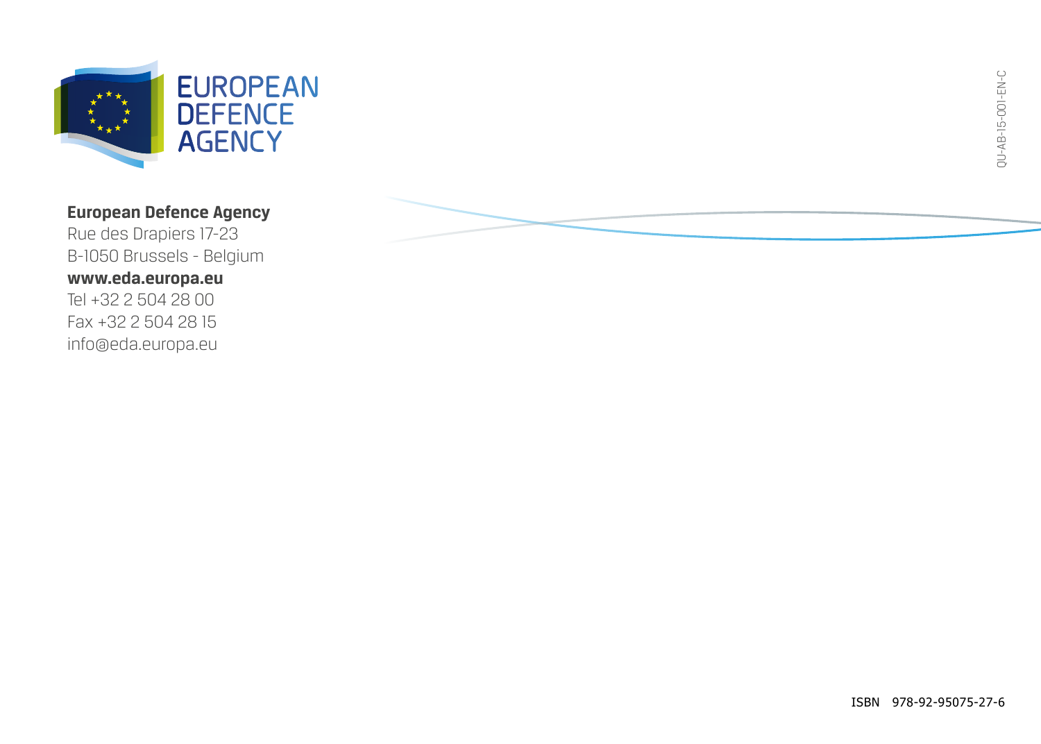EUROPEAN
DEFENCE
AGENCY

QU-AB-15-001-EN-C

**European Defence Agency**
Rue des Drapiers 17-23
B-1050 Brussels - Belgium
**www.eda.europa.eu**
Tel +32 2 504 28 00
Fax +32 2 504 28 15
info@eda.europa.eu

ISBN 978-92-95075-27-6